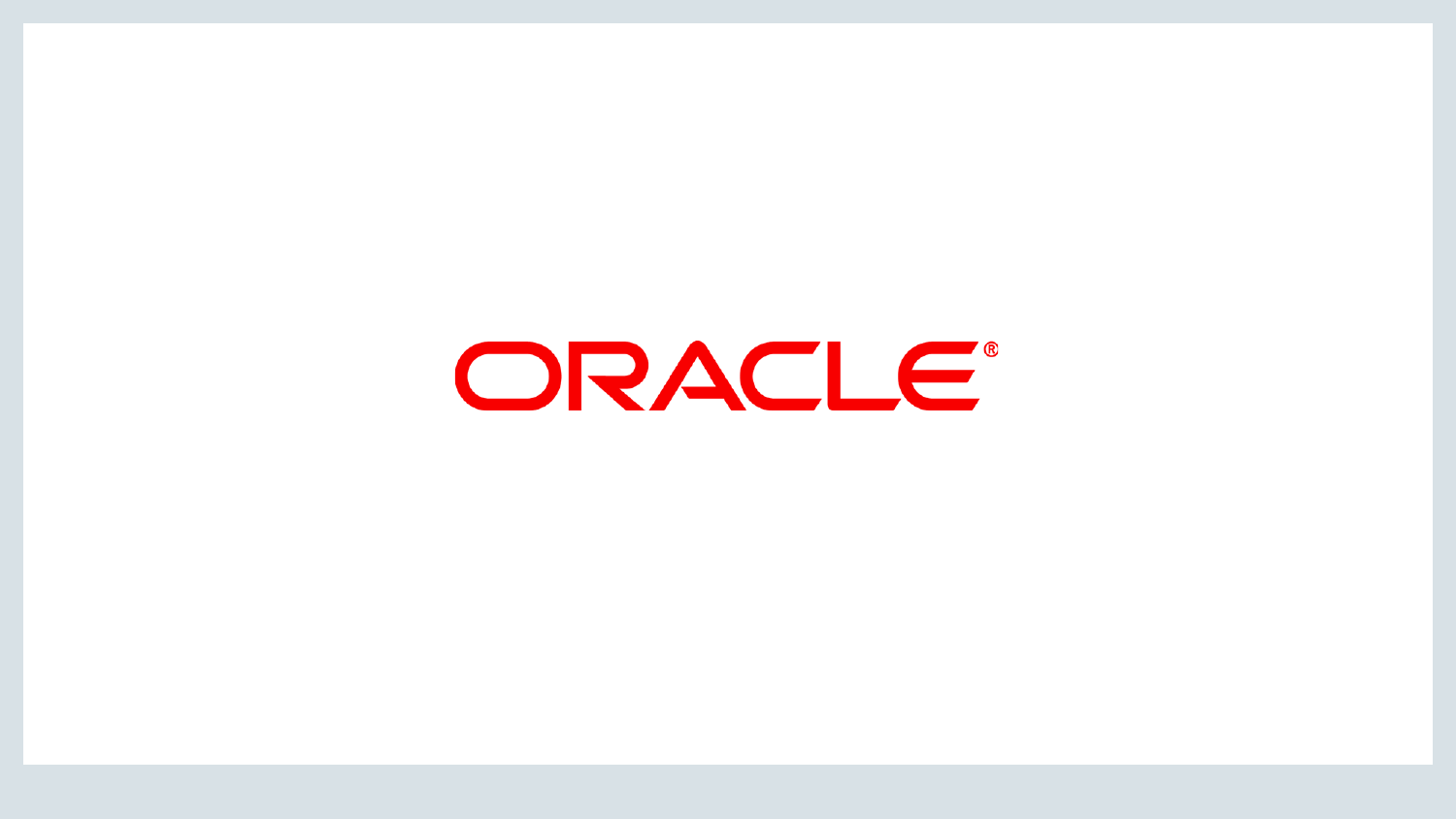ORACLE®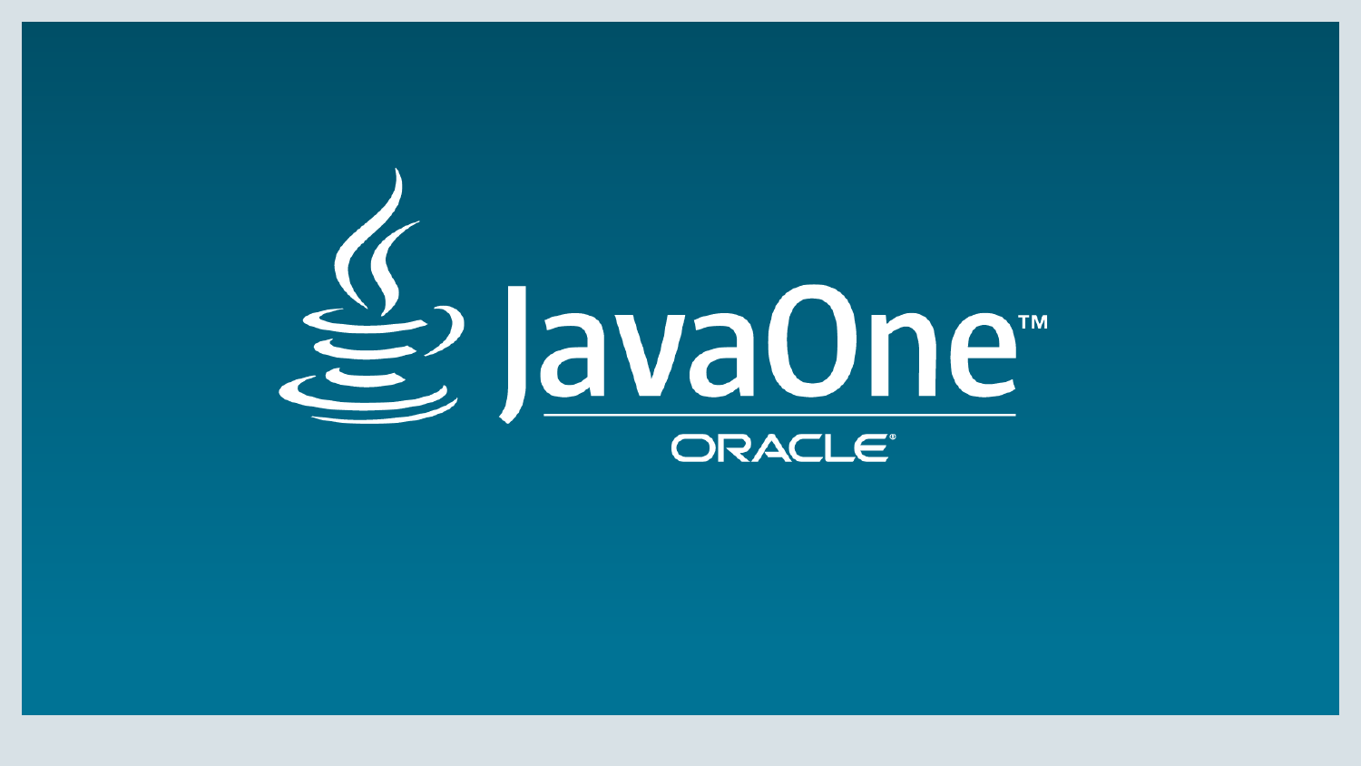JavaOne™

ORACLE®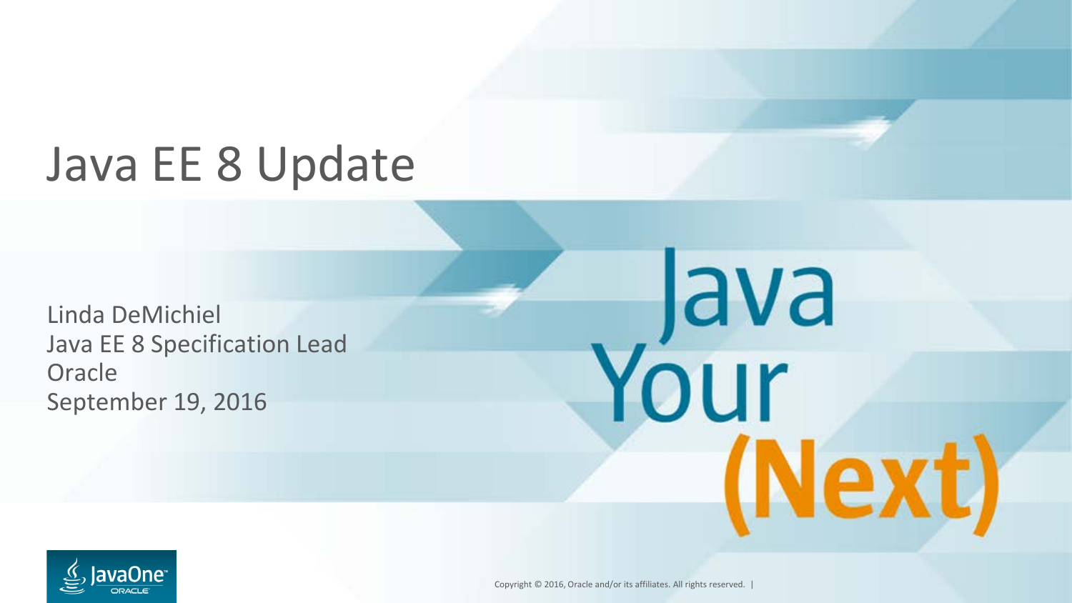# Java EE 8 Update

Linda DeMichiel
Java EE 8 Specification Lead
Oracle
September 19, 2016

Java Your (Next)

Copyright © 2016, Oracle and/or its affiliates. All rights reserved. |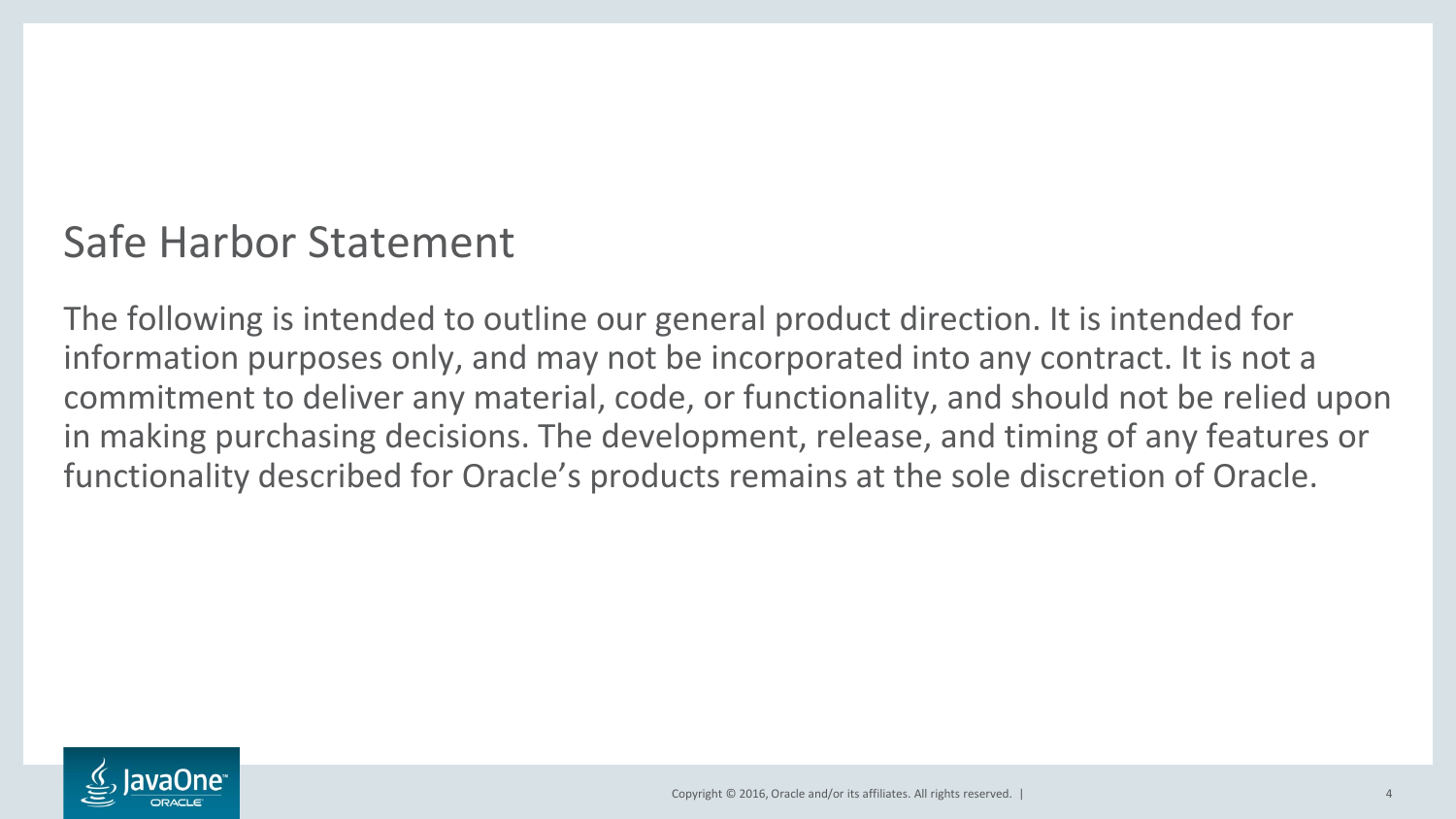# Safe Harbor Statement

The following is intended to outline our general product direction. It is intended for information purposes only, and may not be incorporated into any contract. It is not a commitment to deliver any material, code, or functionality, and should not be relied upon in making purchasing decisions. The development, release, and timing of any features or functionality described for Oracle's products remains at the sole discretion of Oracle.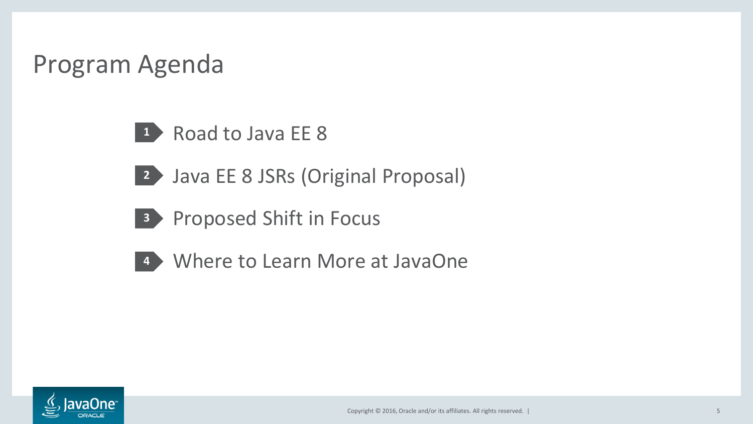# Program Agenda

1. Road to Java EE 8
2. Java EE 8 JSRs (Original Proposal)
3. Proposed Shift in Focus
4. Where to Learn More at JavaOne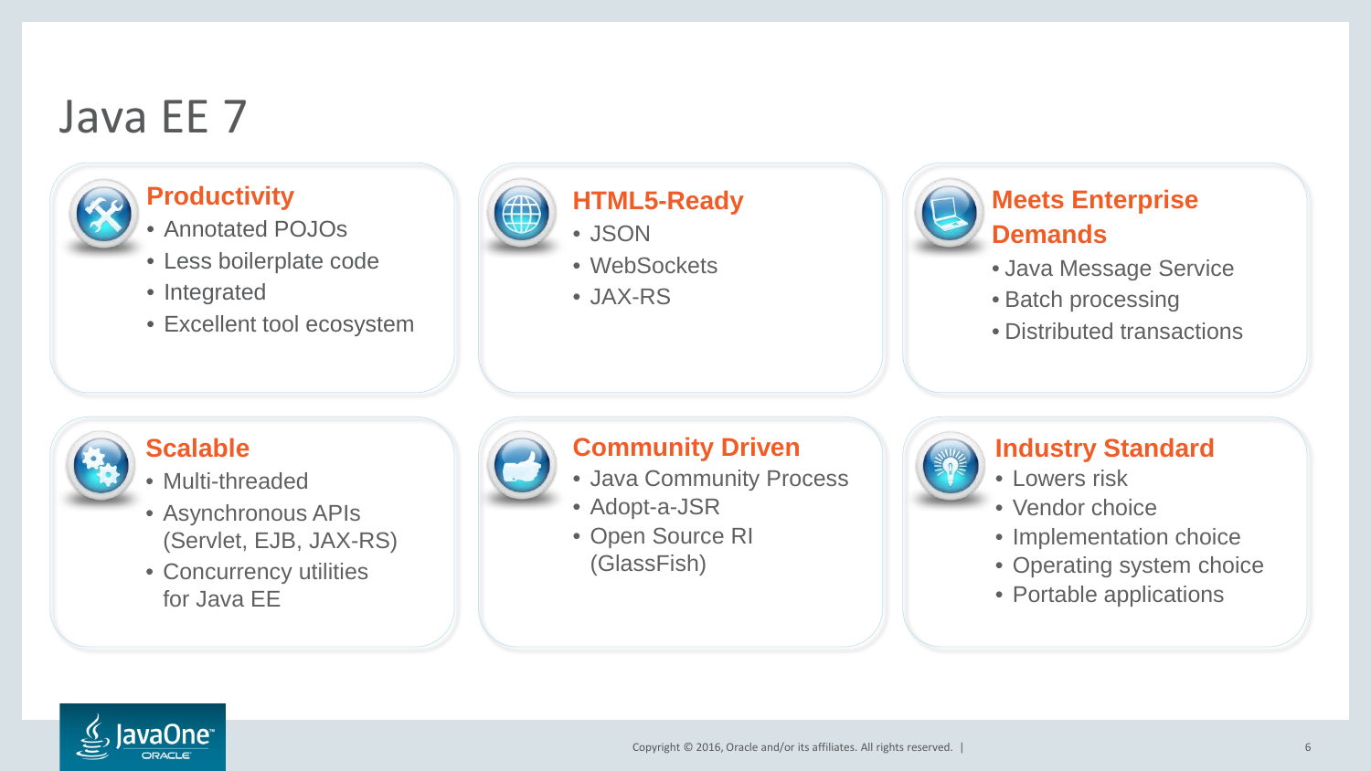# Java EE 7

## Productivity
- Annotated POJOs
- Less boilerplate code
- Integrated
- Excellent tool ecosystem

## HTML5-Ready
- JSON
- WebSockets
- JAX-RS

## Meets Enterprise Demands
- Java Message Service
- Batch processing
- Distributed transactions

## Scalable
- Multi-threaded
- Asynchronous APIs (Servlet, EJB, JAX-RS)
- Concurrency utilities for Java EE

## Community Driven
- Java Community Process
- Adopt-a-JSR
- Open Source RI (GlassFish)

## Industry Standard
- Lowers risk
- Vendor choice
- Implementation choice
- Operating system choice
- Portable applications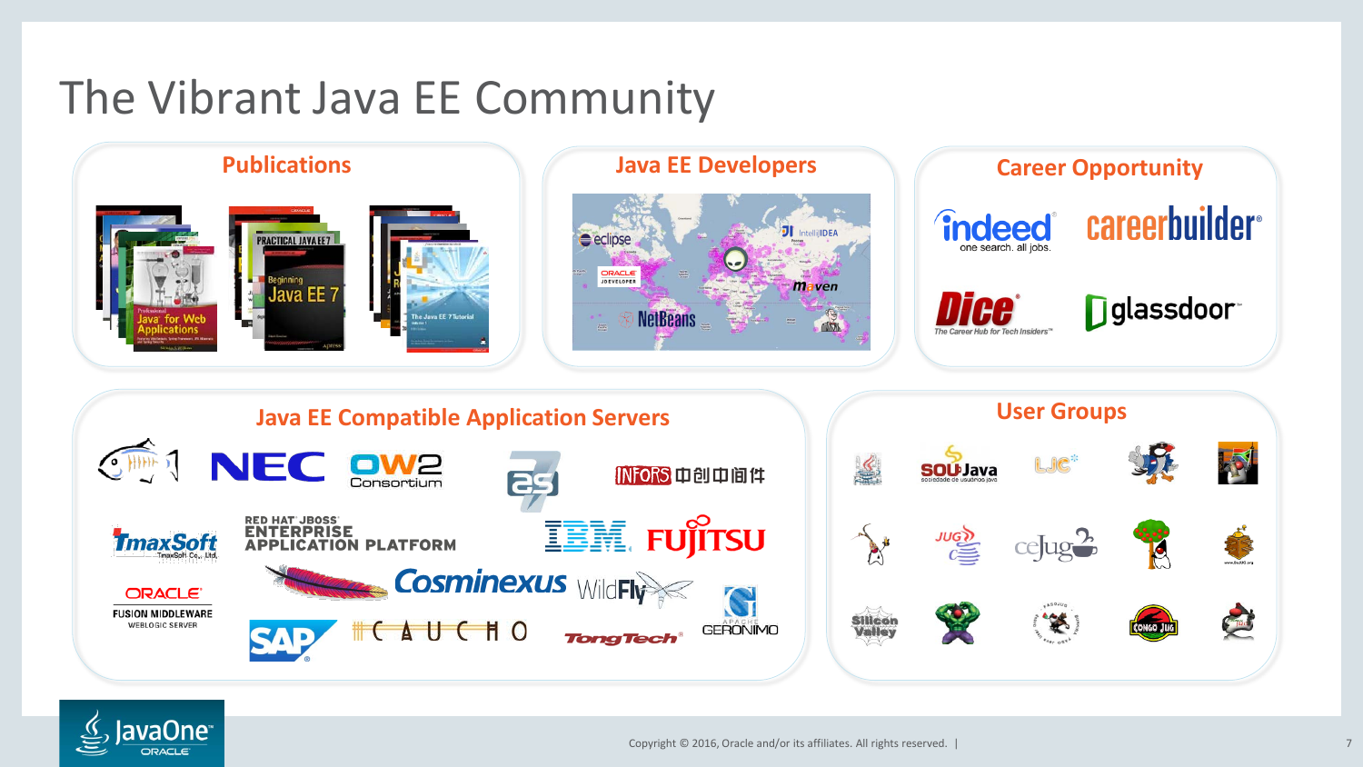# The Vibrant Java EE Community

## Publications

## Java EE Developers

## Career Opportunity

## Java EE Compatible Application Servers

## User Groups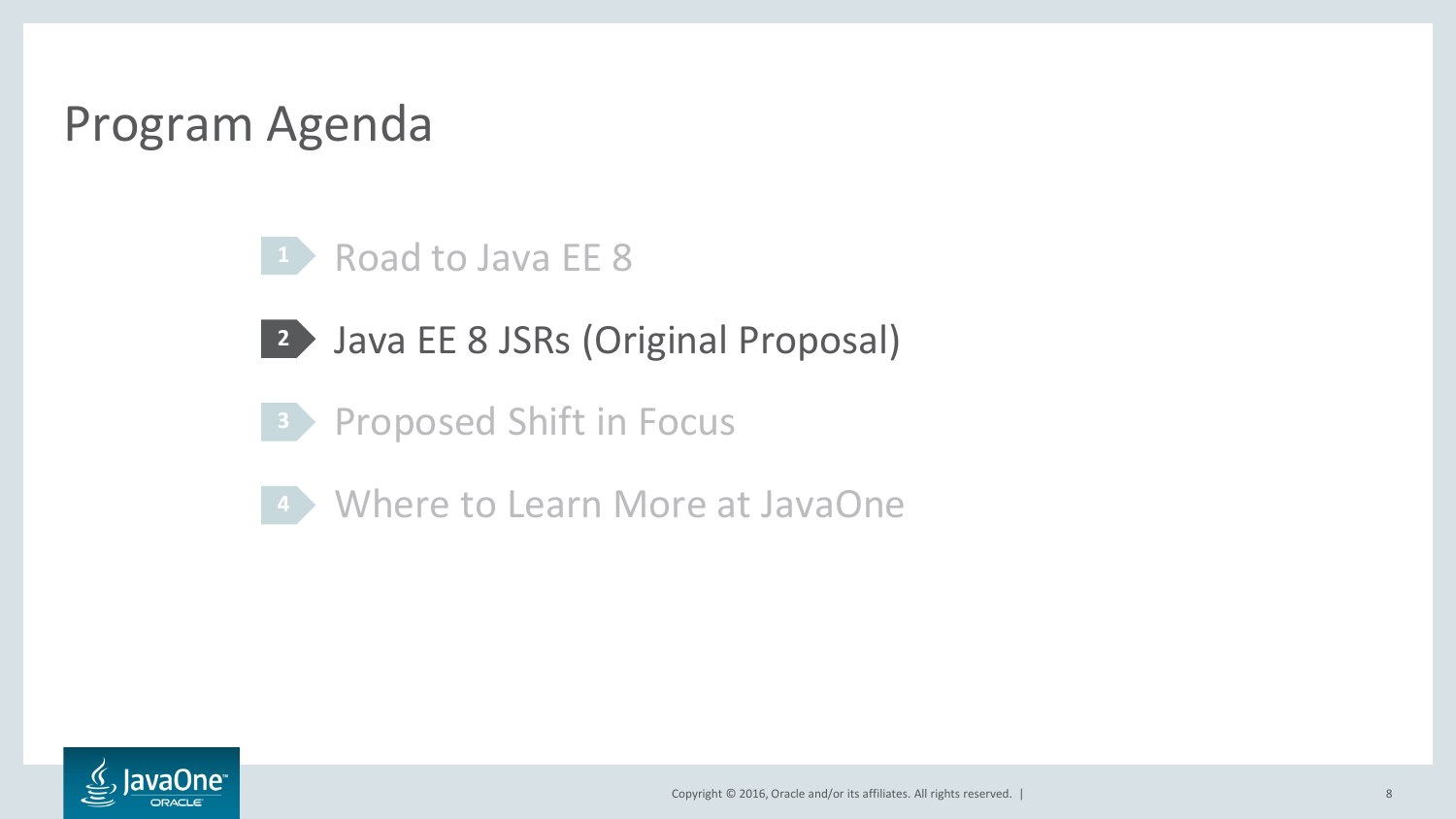# Program Agenda

1. Road to Java EE 8
2. **Java EE 8 JSRs (Original Proposal)**
3. Proposed Shift in Focus
4. Where to Learn More at JavaOne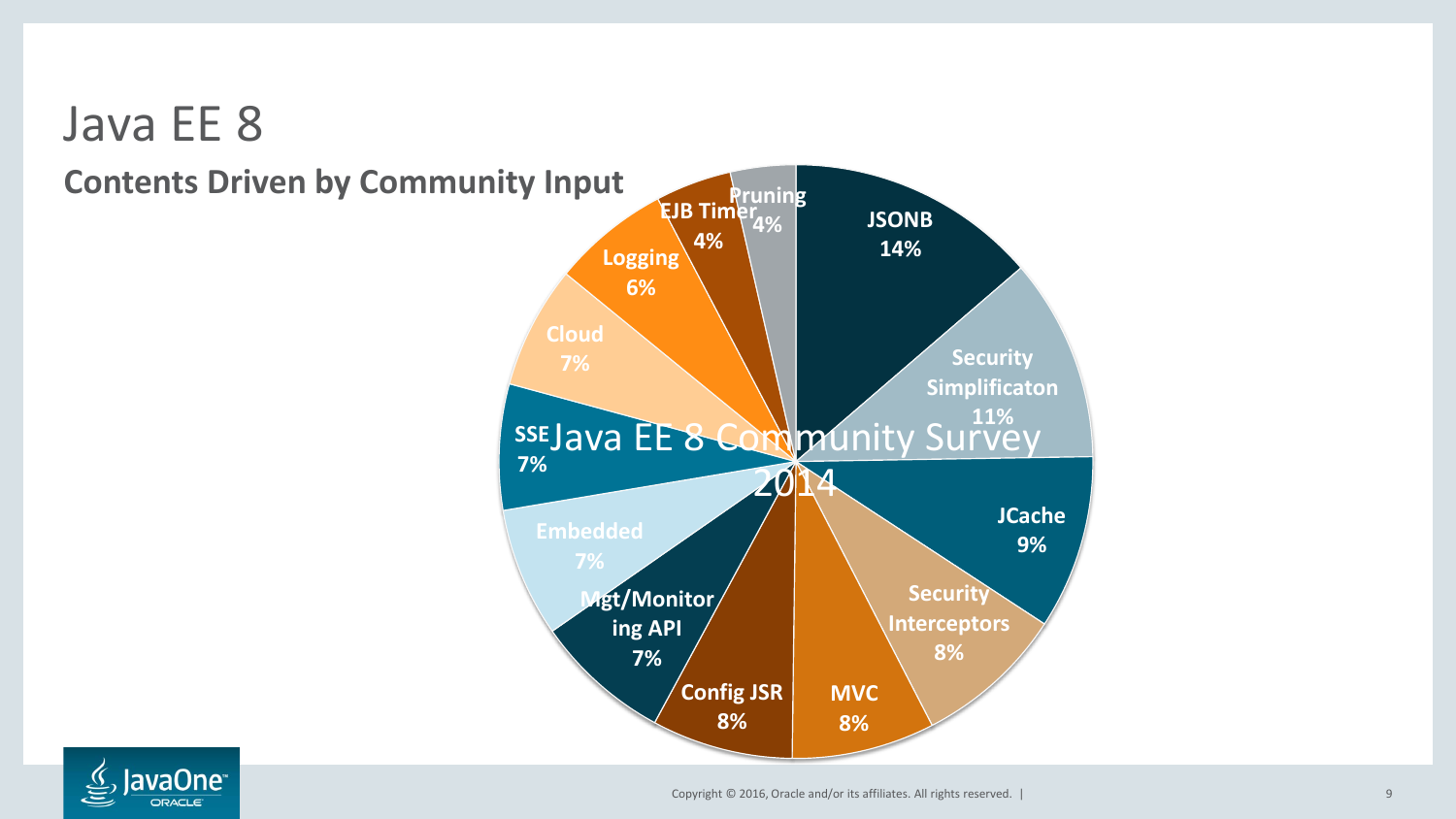# Java EE 8

## Contents Driven by Community Input

Java EE 8 Community Survey 2014

| Feature | Percentage |
| --- | --- |
| JSONB | 14% |
| Security Simplificaton | 11% |
| JCache | 9% |
| Security Interceptors | 8% |
| MVC | 8% |
| Config JSR | 8% |
| Mgt/Monitoring API | 7% |
| Embedded | 7% |
| SSE | 7% |
| Cloud | 7% |
| Logging | 6% |
| EJB Timer | 4% |
| Pruning | 4% |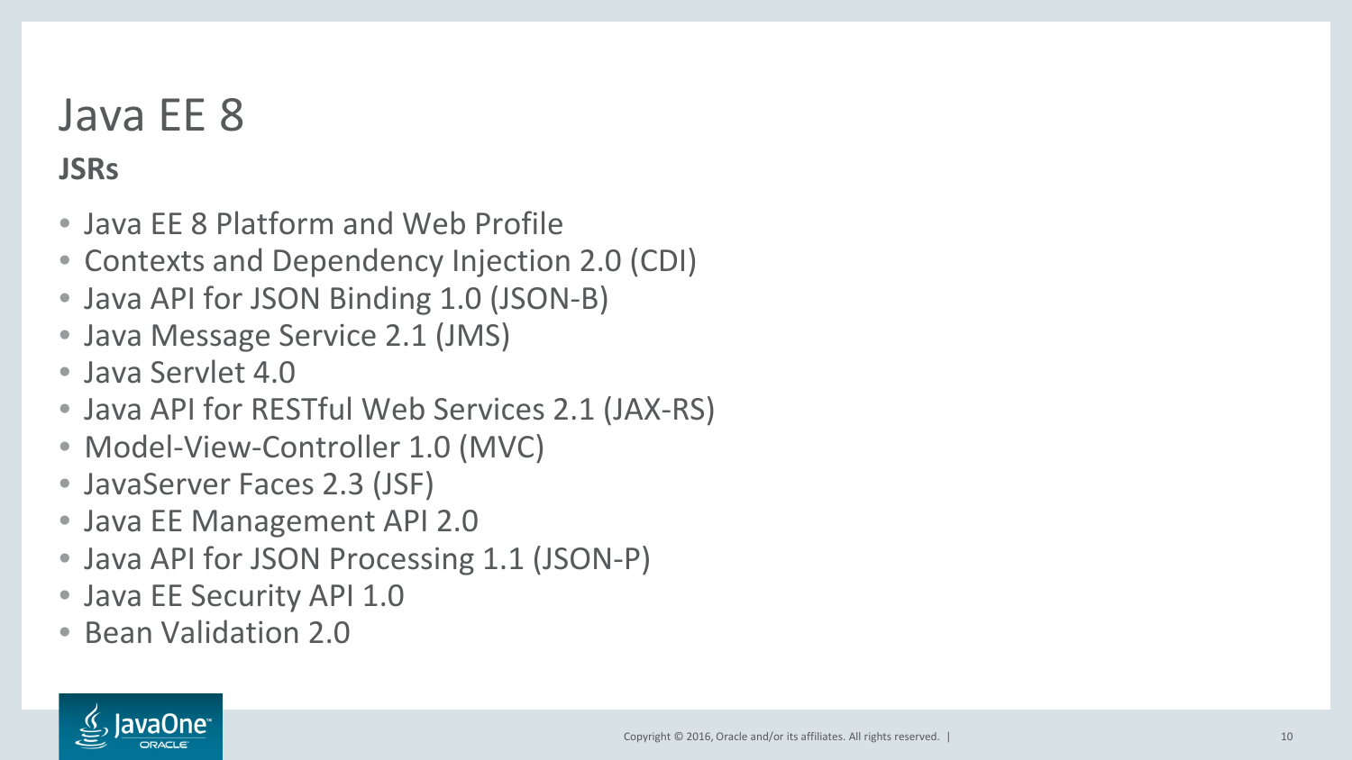# Java EE 8

## JSRs

- Java EE 8 Platform and Web Profile
- Contexts and Dependency Injection 2.0 (CDI)
- Java API for JSON Binding 1.0 (JSON-B)
- Java Message Service 2.1 (JMS)
- Java Servlet 4.0
- Java API for RESTful Web Services 2.1 (JAX-RS)
- Model-View-Controller 1.0 (MVC)
- JavaServer Faces 2.3 (JSF)
- Java EE Management API 2.0
- Java API for JSON Processing 1.1 (JSON-P)
- Java EE Security API 1.0
- Bean Validation 2.0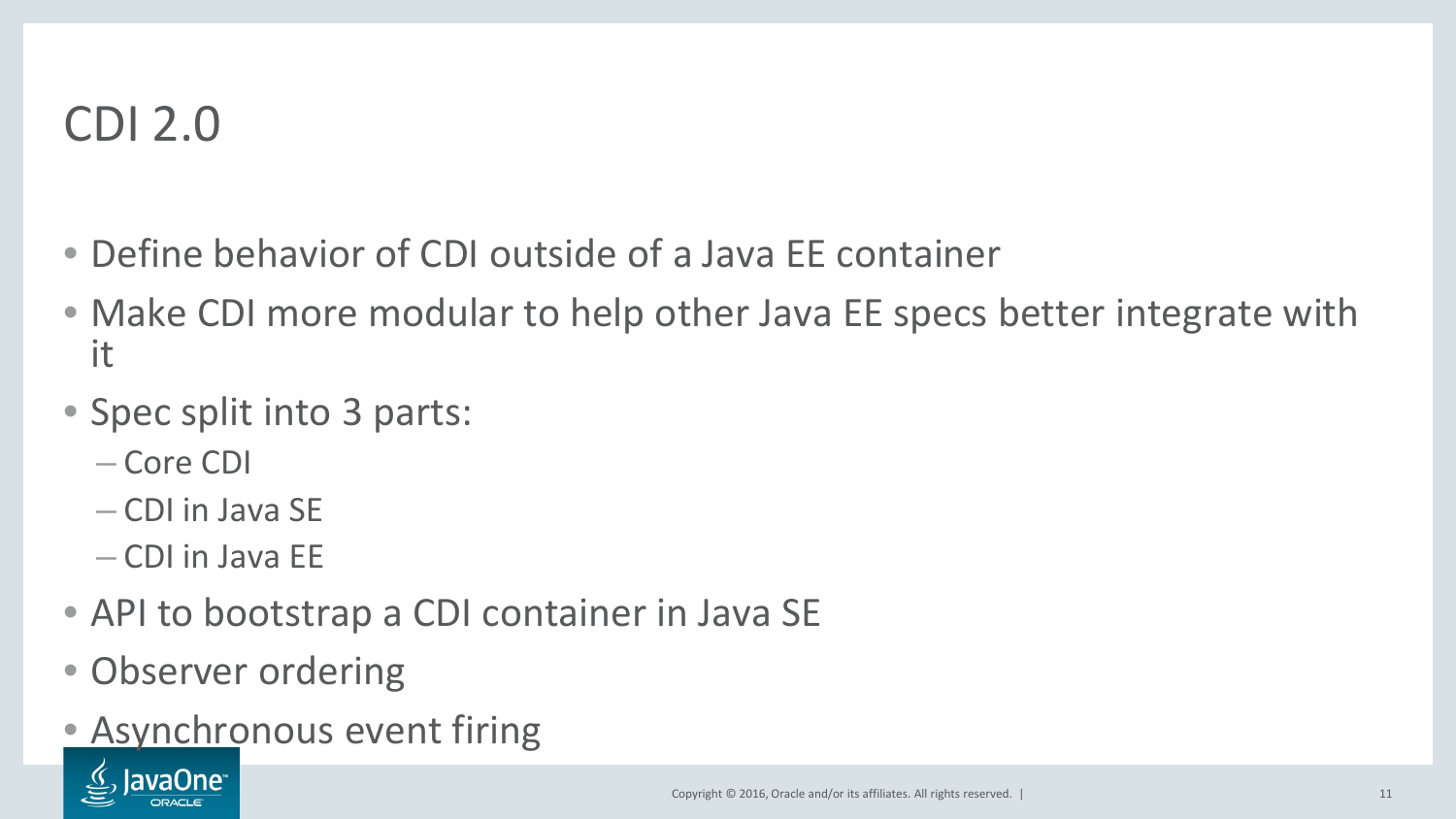# CDI 2.0

- Define behavior of CDI outside of a Java EE container
- Make CDI more modular to help other Java EE specs better integrate with it
- Spec split into 3 parts:
  - Core CDI
  - CDI in Java SE
  - CDI in Java EE
- API to bootstrap a CDI container in Java SE
- Observer ordering
- Asynchronous event firing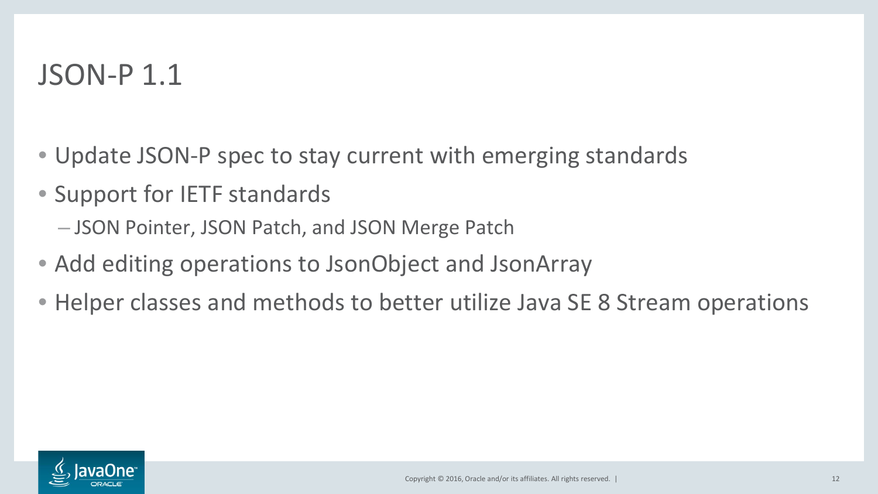# JSON-P 1.1

- Update JSON-P spec to stay current with emerging standards
- Support for IETF standards
  - JSON Pointer, JSON Patch, and JSON Merge Patch
- Add editing operations to JsonObject and JsonArray
- Helper classes and methods to better utilize Java SE 8 Stream operations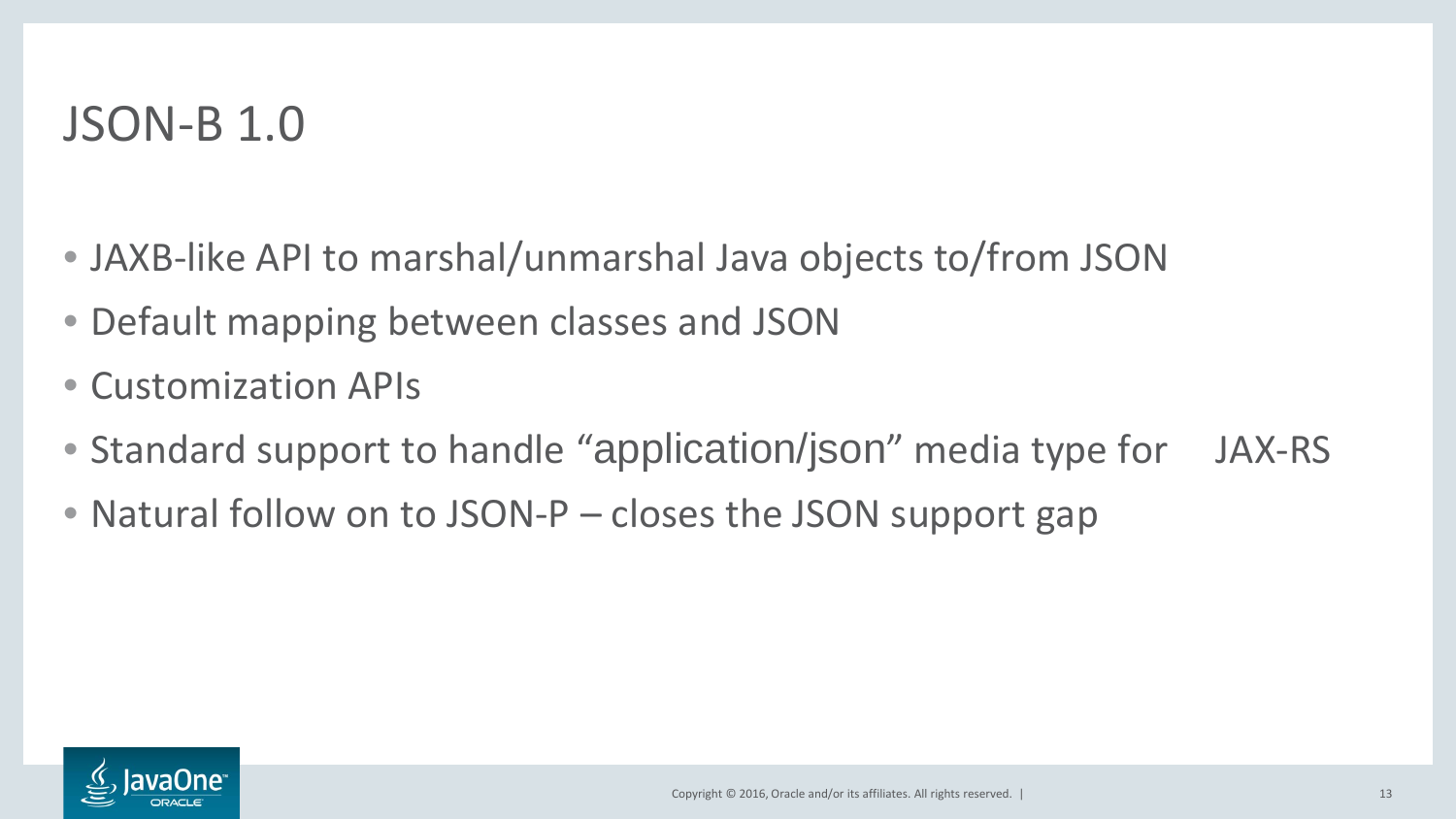# JSON-B 1.0

- JAXB-like API to marshal/unmarshal Java objects to/from JSON
- Default mapping between classes and JSON
- Customization APIs
- Standard support to handle “application/json” media type for JAX-RS
- Natural follow on to JSON-P – closes the JSON support gap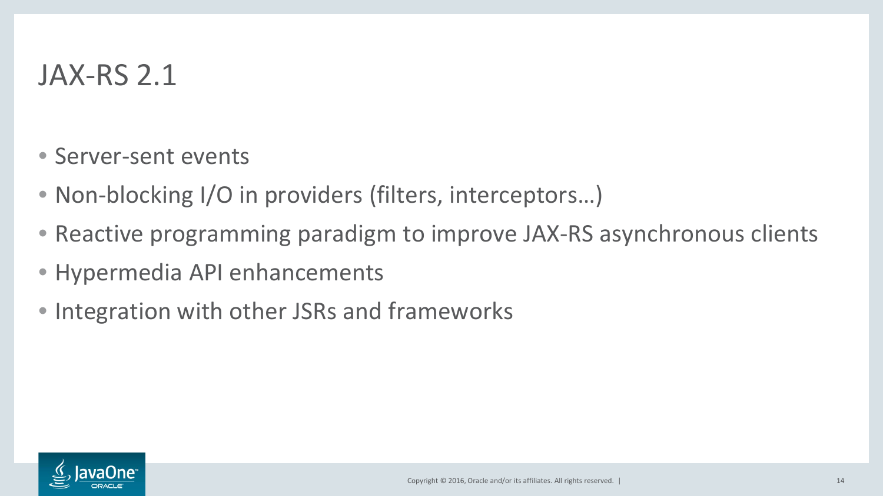# JAX-RS 2.1

- Server-sent events
- Non-blocking I/O in providers (filters, interceptors…)
- Reactive programming paradigm to improve JAX-RS asynchronous clients
- Hypermedia API enhancements
- Integration with other JSRs and frameworks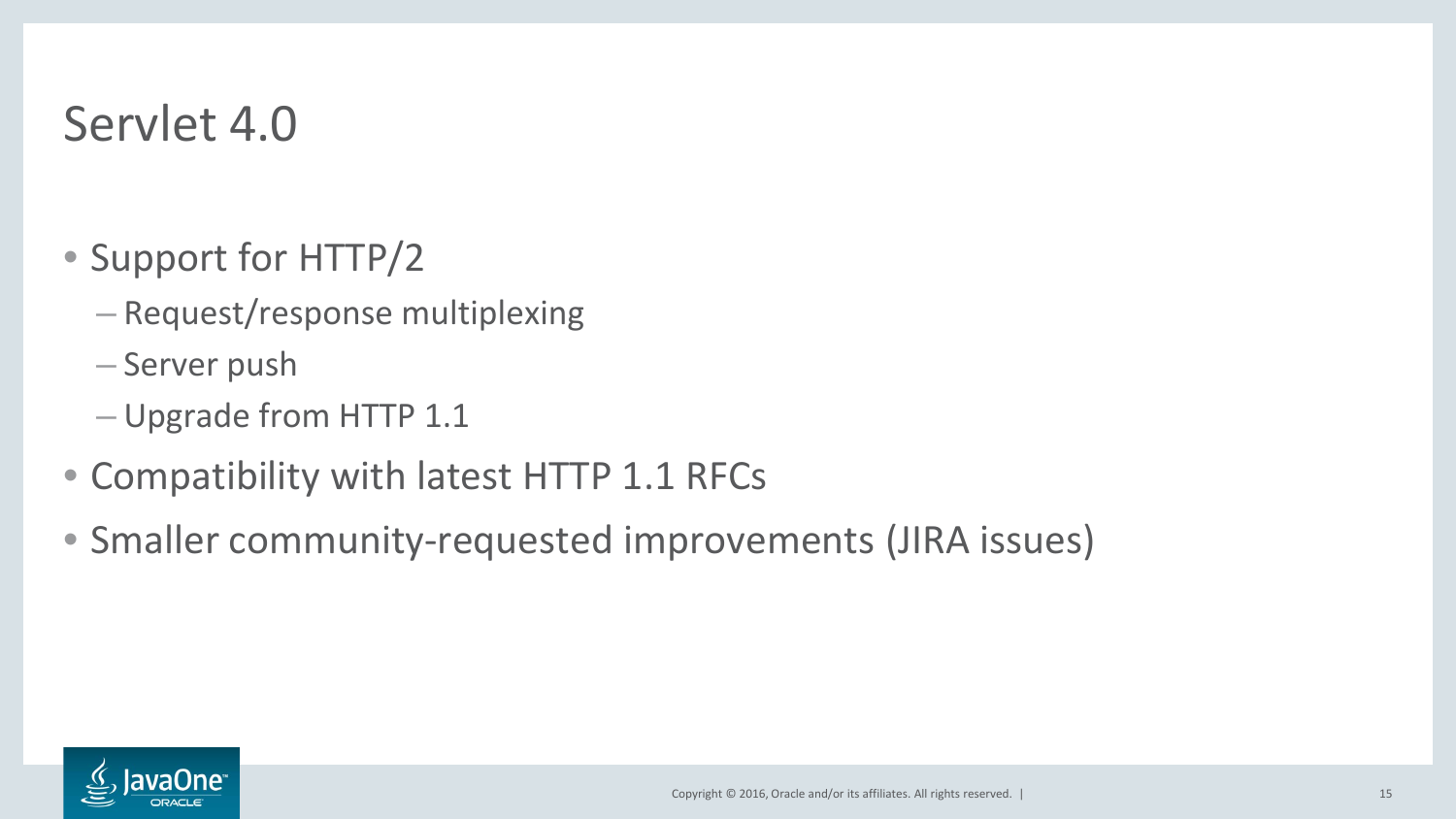# Servlet 4.0

- Support for HTTP/2
  - Request/response multiplexing
  - Server push
  - Upgrade from HTTP 1.1
- Compatibility with latest HTTP 1.1 RFCs
- Smaller community-requested improvements (JIRA issues)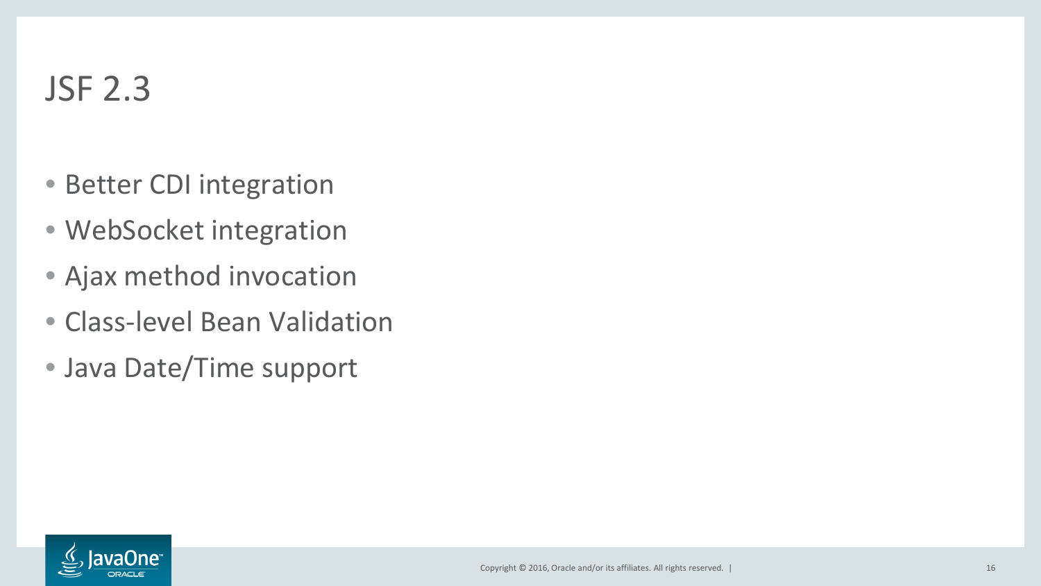# JSF 2.3

- Better CDI integration
- WebSocket integration
- Ajax method invocation
- Class-level Bean Validation
- Java Date/Time support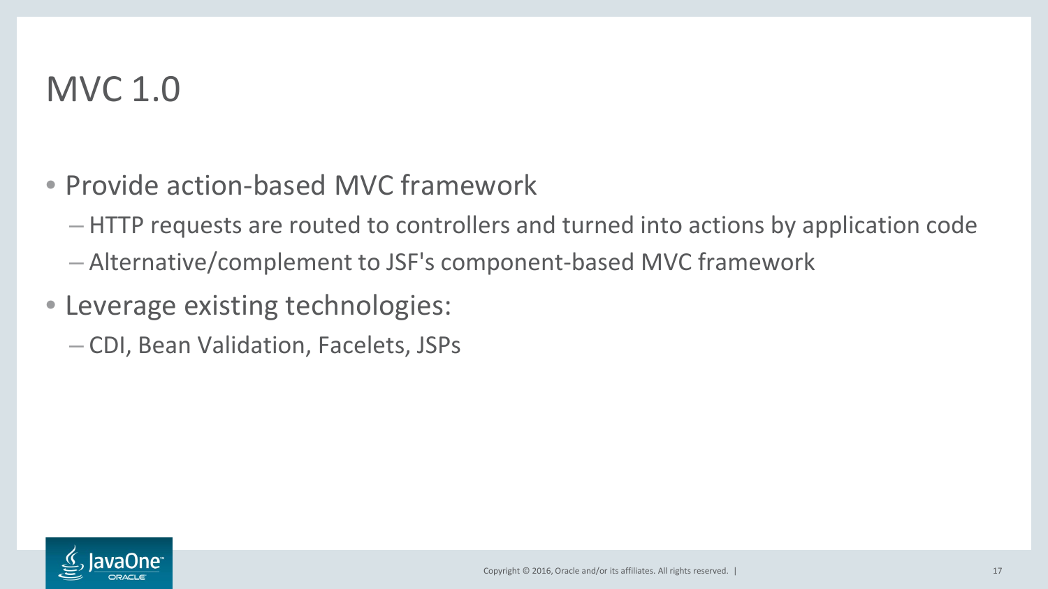# MVC 1.0

- Provide action-based MVC framework
  - HTTP requests are routed to controllers and turned into actions by application code
  - Alternative/complement to JSF's component-based MVC framework
- Leverage existing technologies:
  - CDI, Bean Validation, Facelets, JSPs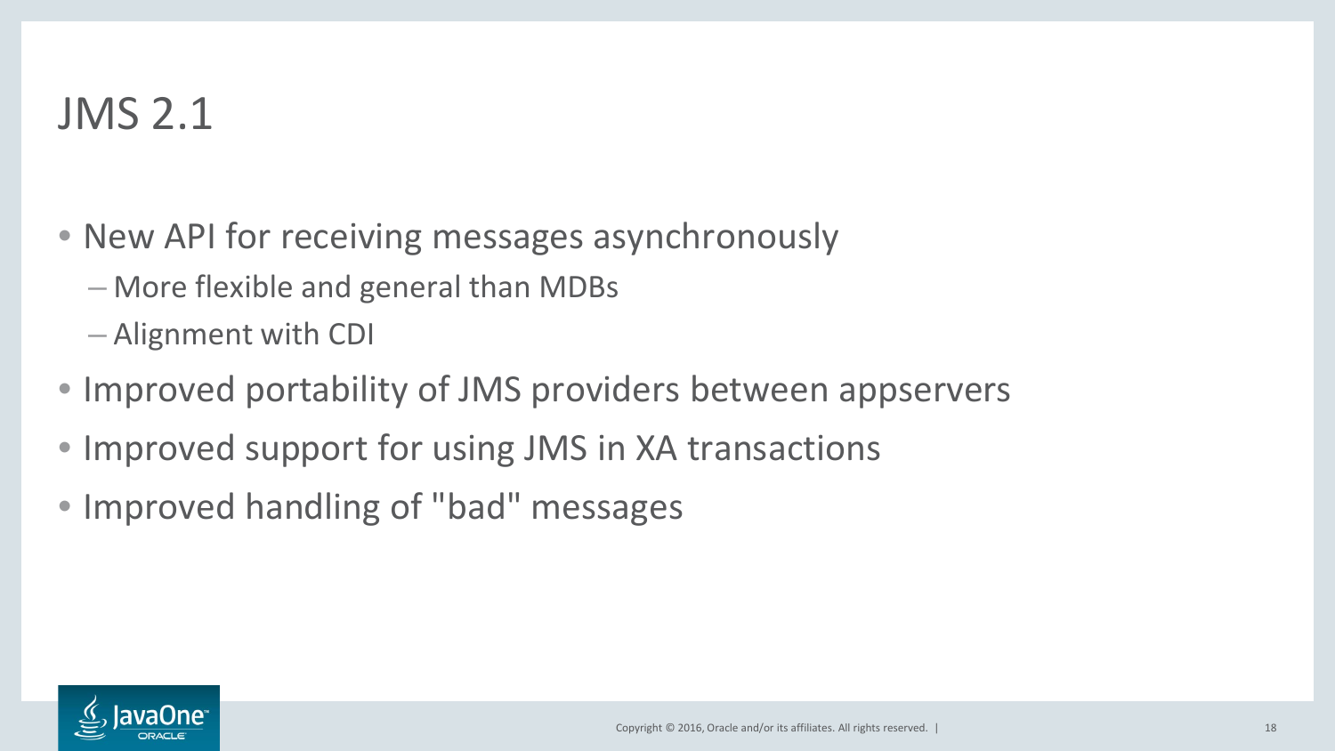# JMS 2.1

- New API for receiving messages asynchronously
  - More flexible and general than MDBs
  - Alignment with CDI
- Improved portability of JMS providers between appservers
- Improved support for using JMS in XA transactions
- Improved handling of "bad" messages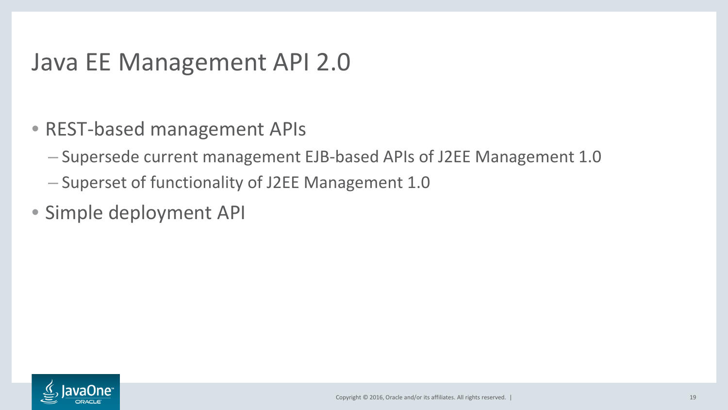# Java EE Management API 2.0

- REST-based management APIs
  - Supersede current management EJB-based APIs of J2EE Management 1.0
  - Superset of functionality of J2EE Management 1.0
- Simple deployment API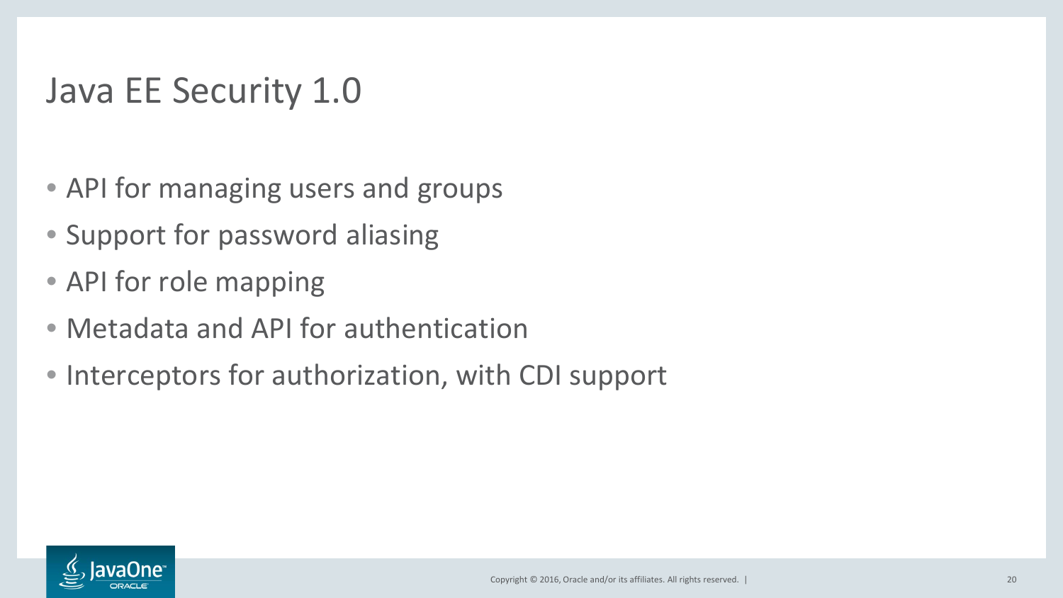# Java EE Security 1.0

- API for managing users and groups
- Support for password aliasing
- API for role mapping
- Metadata and API for authentication
- Interceptors for authorization, with CDI support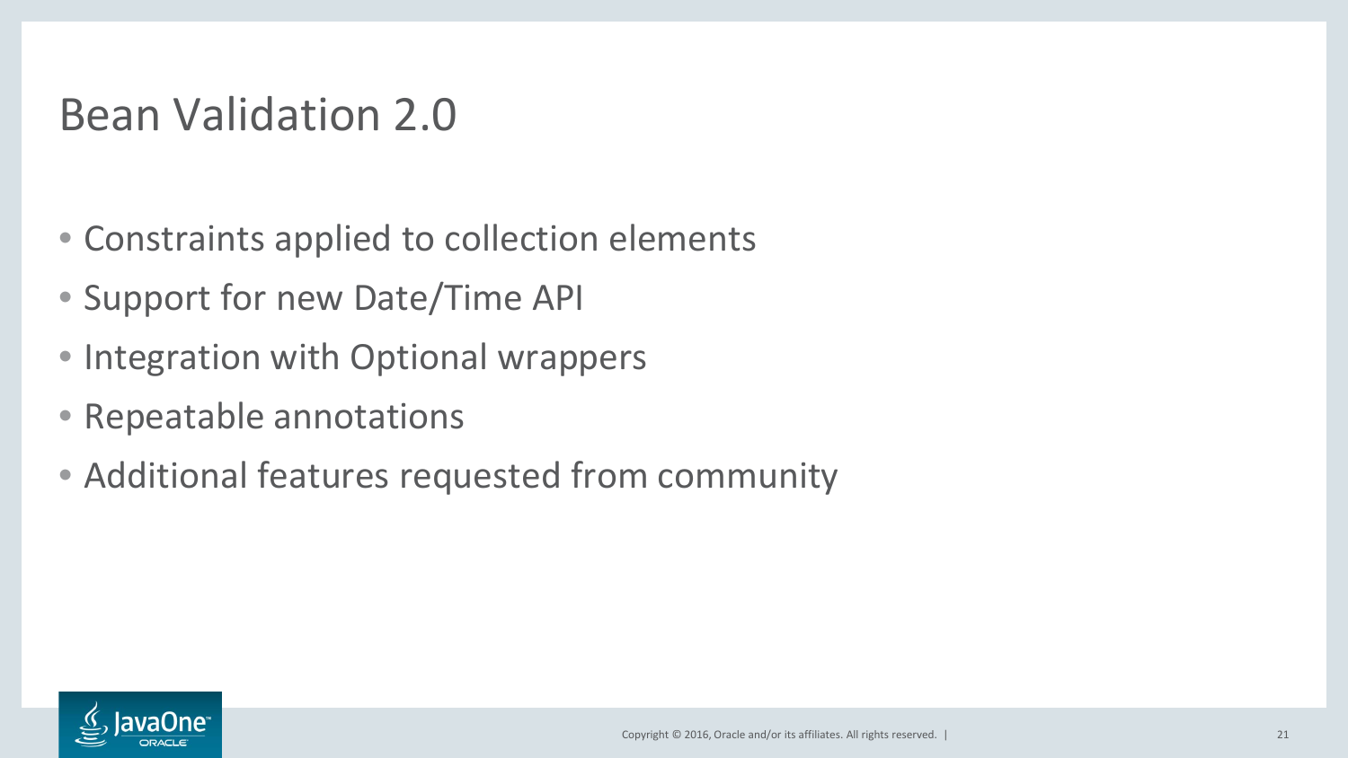# Bean Validation 2.0

- Constraints applied to collection elements
- Support for new Date/Time API
- Integration with Optional wrappers
- Repeatable annotations
- Additional features requested from community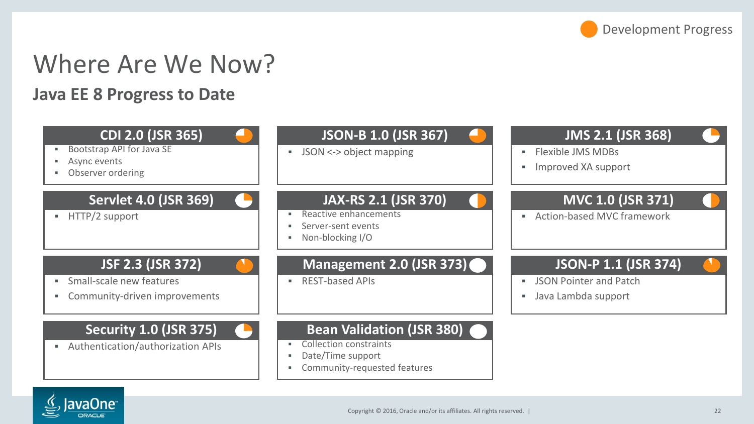Development Progress

# Where Are We Now?

## Java EE 8 Progress to Date

### CDI 2.0 (JSR 365)

- Bootstrap API for Java SE
- Async events
- Observer ordering

### JSON-B 1.0 (JSR 367)

- JSON <-> object mapping

### JMS 2.1 (JSR 368)

- Flexible JMS MDBs
- Improved XA support

### Servlet 4.0 (JSR 369)

- HTTP/2 support

### JAX-RS 2.1 (JSR 370)

- Reactive enhancements
- Server-sent events
- Non-blocking I/O

### MVC 1.0 (JSR 371)

- Action-based MVC framework

### JSF 2.3 (JSR 372)

- Small-scale new features
- Community-driven improvements

### Management 2.0 (JSR 373)

- REST-based APIs

### JSON-P 1.1 (JSR 374)

- JSON Pointer and Patch
- Java Lambda support

### Security 1.0 (JSR 375)

- Authentication/authorization APIs

### Bean Validation (JSR 380)

- Collection constraints
- Date/Time support
- Community-requested features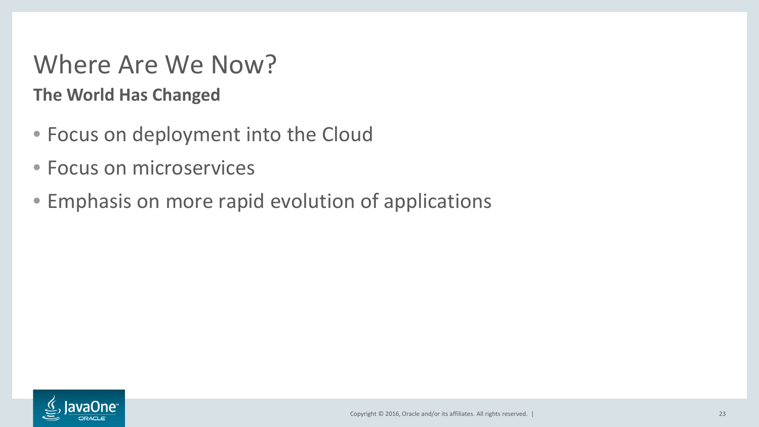# Where Are We Now?

**The World Has Changed**

- Focus on deployment into the Cloud
- Focus on microservices
- Emphasis on more rapid evolution of applications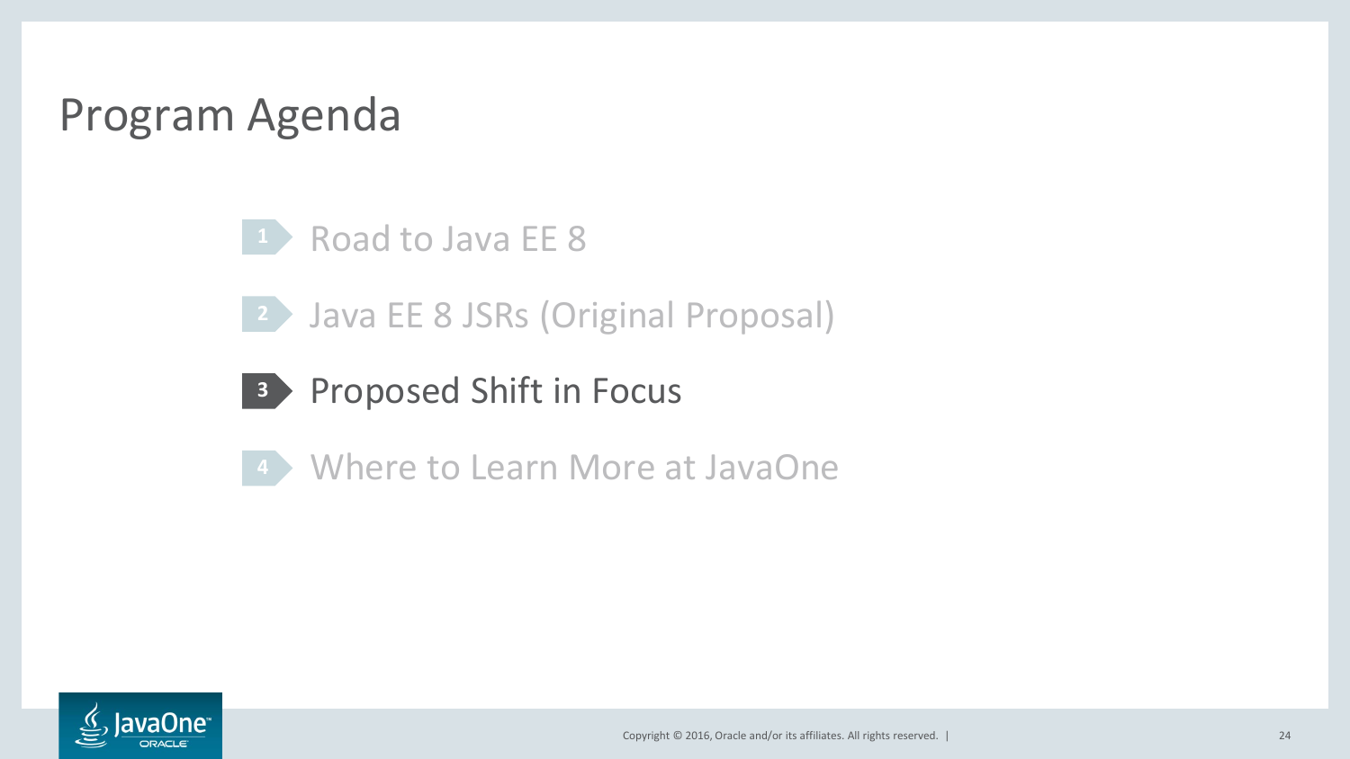# Program Agenda

1. Road to Java EE 8
2. Java EE 8 JSRs (Original Proposal)
3. **Proposed Shift in Focus**
4. Where to Learn More at JavaOne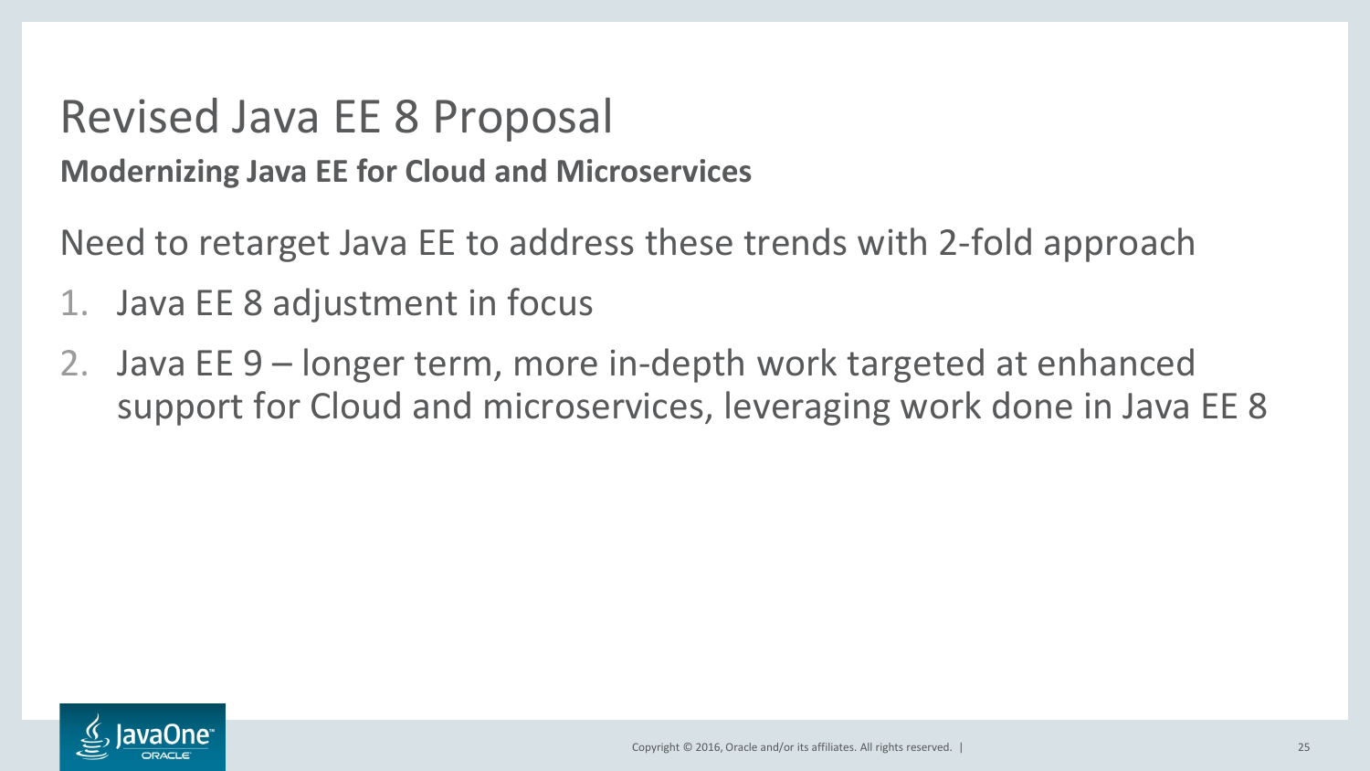# Revised Java EE 8 Proposal

**Modernizing Java EE for Cloud and Microservices**

Need to retarget Java EE to address these trends with 2-fold approach

1. Java EE 8 adjustment in focus
2. Java EE 9 – longer term, more in-depth work targeted at enhanced support for Cloud and microservices, leveraging work done in Java EE 8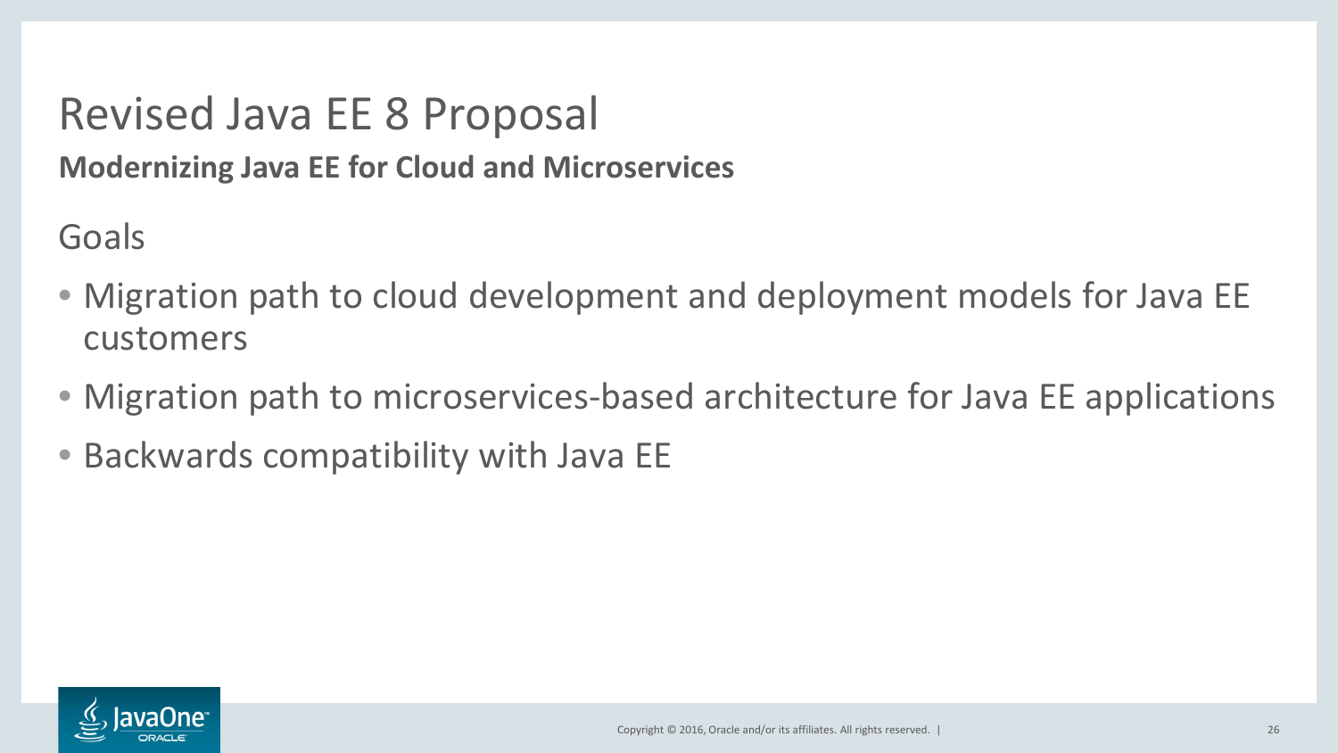# Revised Java EE 8 Proposal

**Modernizing Java EE for Cloud and Microservices**

Goals

- Migration path to cloud development and deployment models for Java EE customers
- Migration path to microservices-based architecture for Java EE applications
- Backwards compatibility with Java EE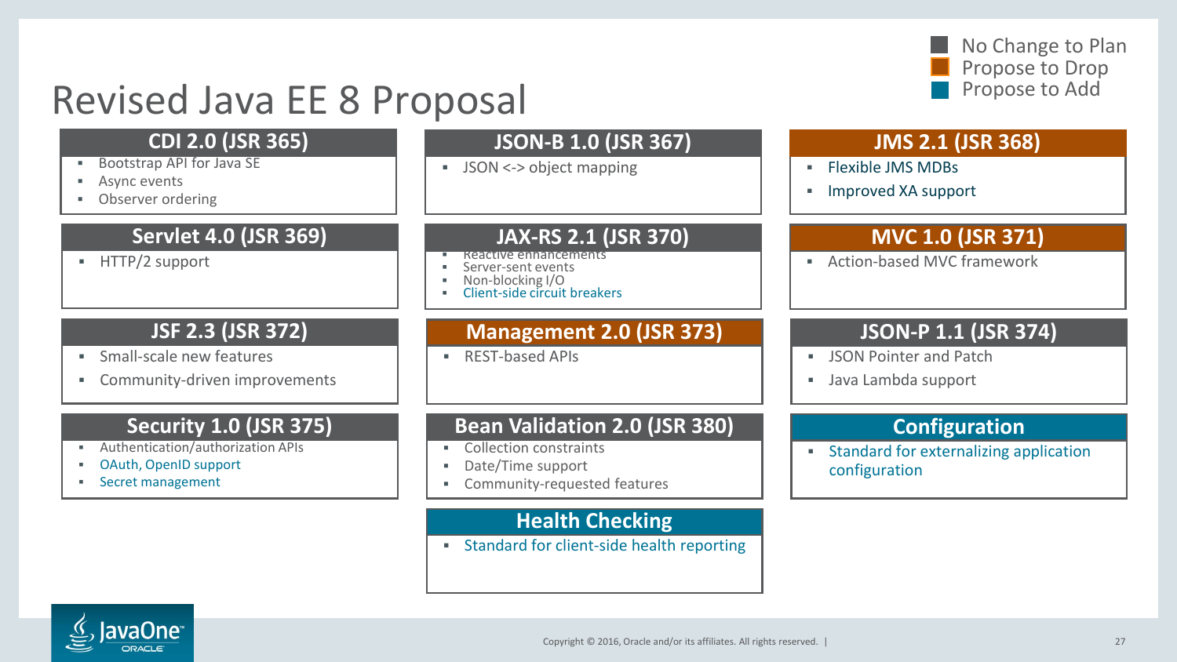# Revised Java EE 8 Proposal

- No Change to Plan
- Propose to Drop
- Propose to Add

## CDI 2.0 (JSR 365)

- Bootstrap API for Java SE
- Async events
- Observer ordering

## JSON-B 1.0 (JSR 367)

- JSON <-> object mapping

## JMS 2.1 (JSR 368)

- Flexible JMS MDBs
- Improved XA support

## Servlet 4.0 (JSR 369)

- HTTP/2 support

## JAX-RS 2.1 (JSR 370)

- Reactive enhancements
- Server-sent events
- Non-blocking I/O
- Client-side circuit breakers

## MVC 1.0 (JSR 371)

- Action-based MVC framework

## JSF 2.3 (JSR 372)

- Small-scale new features
- Community-driven improvements

## Management 2.0 (JSR 373)

- REST-based APIs

## JSON-P 1.1 (JSR 374)

- JSON Pointer and Patch
- Java Lambda support

## Security 1.0 (JSR 375)

- Authentication/authorization APIs
- OAuth, OpenID support
- Secret management

## Bean Validation 2.0 (JSR 380)

- Collection constraints
- Date/Time support
- Community-requested features

## Configuration

- Standard for externalizing application configuration

## Health Checking

- Standard for client-side health reporting

Copyright © 2016, Oracle and/or its affiliates. All rights reserved.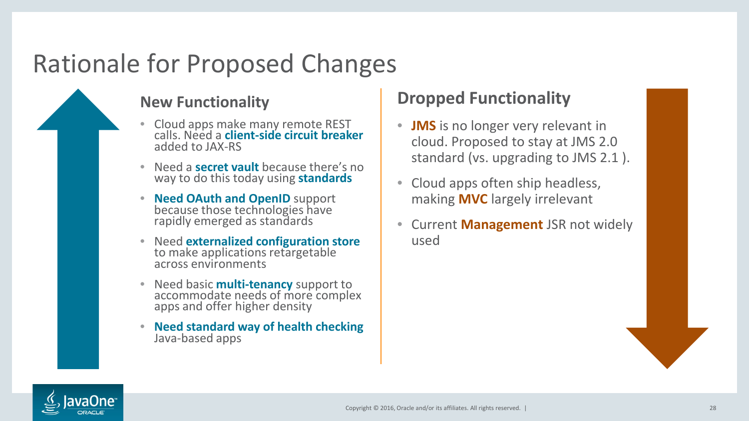# Rationale for Proposed Changes

## New Functionality

- Cloud apps make many remote REST calls. Need a **client-side circuit breaker** added to JAX-RS
- Need a **secret vault** because there's no way to do this today using **standards**
- **Need OAuth and OpenID** support because those technologies have rapidly emerged as standards
- Need **externalized configuration store** to make applications retargetable across environments
- Need basic **multi-tenancy** support to accommodate needs of more complex apps and offer higher density
- **Need standard way of health checking** Java-based apps

## Dropped Functionality

- **JMS** is no longer very relevant in cloud. Proposed to stay at JMS 2.0 standard (vs. upgrading to JMS 2.1 ).
- Cloud apps often ship headless, making **MVC** largely irrelevant
- Current **Management** JSR not widely used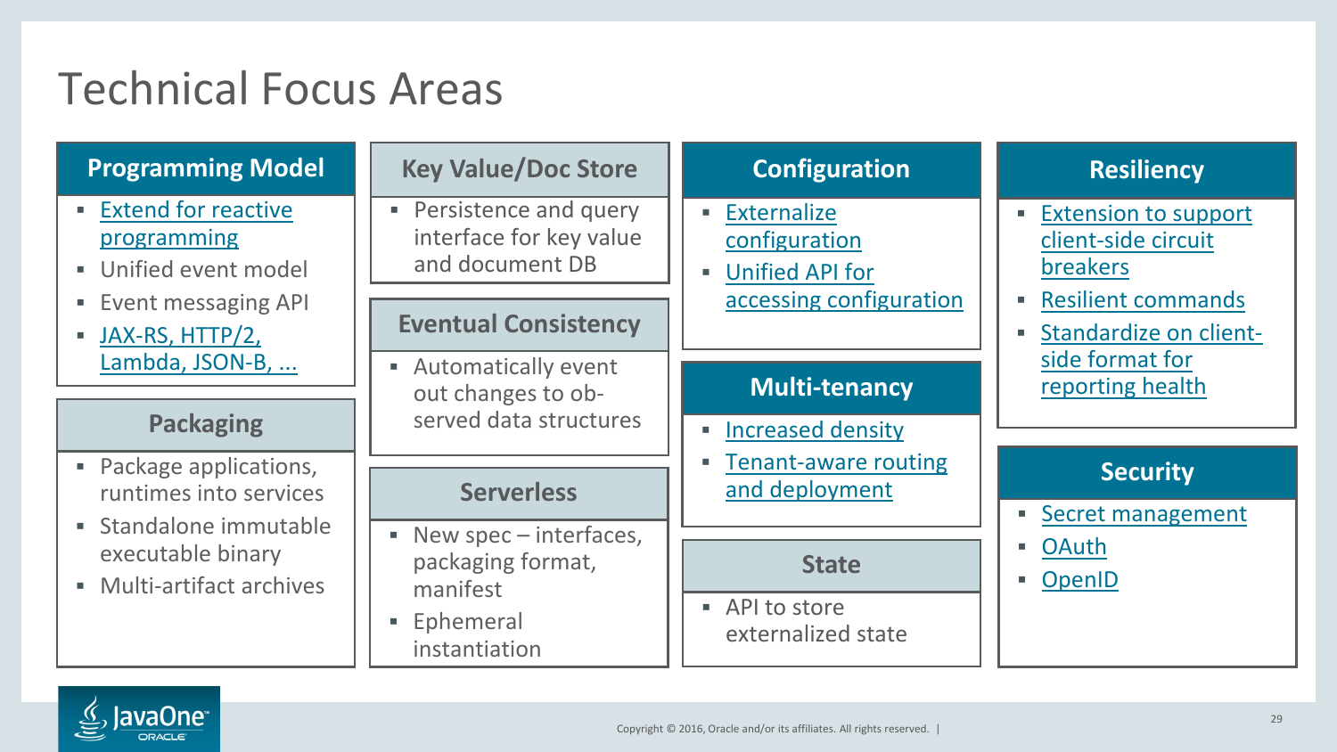# Technical Focus Areas

## Programming Model

- Extend for reactive programming
- Unified event model
- Event messaging API
- JAX-RS, HTTP/2, Lambda, JSON-B, ...

## Packaging

- Package applications, runtimes into services
- Standalone immutable executable binary
- Multi-artifact archives

## Key Value/Doc Store

- Persistence and query interface for key value and document DB

## Eventual Consistency

- Automatically event out changes to observed data structures

## Serverless

- New spec – interfaces, packaging format, manifest
- Ephemeral instantiation

## Configuration

- Externalize configuration
- Unified API for accessing configuration

## Multi-tenancy

- Increased density
- Tenant-aware routing and deployment

## State

- API to store externalized state

## Resiliency

- Extension to support client-side circuit breakers
- Resilient commands
- Standardize on client-side format for reporting health

## Security

- Secret management
- OAuth
- OpenID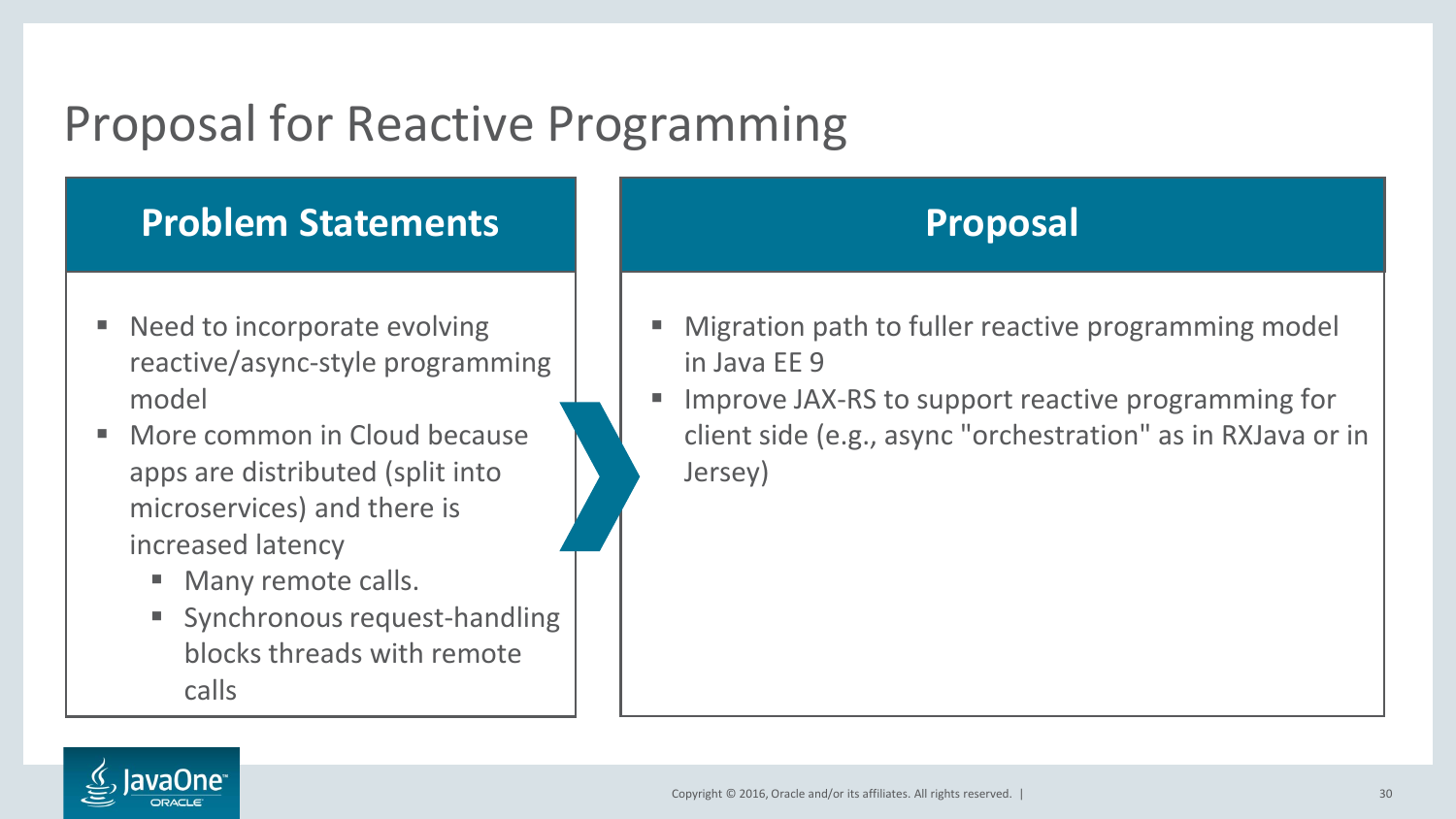# Proposal for Reactive Programming

## Problem Statements

- Need to incorporate evolving reactive/async-style programming model
- More common in Cloud because apps are distributed (split into microservices) and there is increased latency
  - Many remote calls.
  - Synchronous request-handling blocks threads with remote calls

## Proposal

- Migration path to fuller reactive programming model in Java EE 9
- Improve JAX-RS to support reactive programming for client side (e.g., async "orchestration" as in RXJava or in Jersey)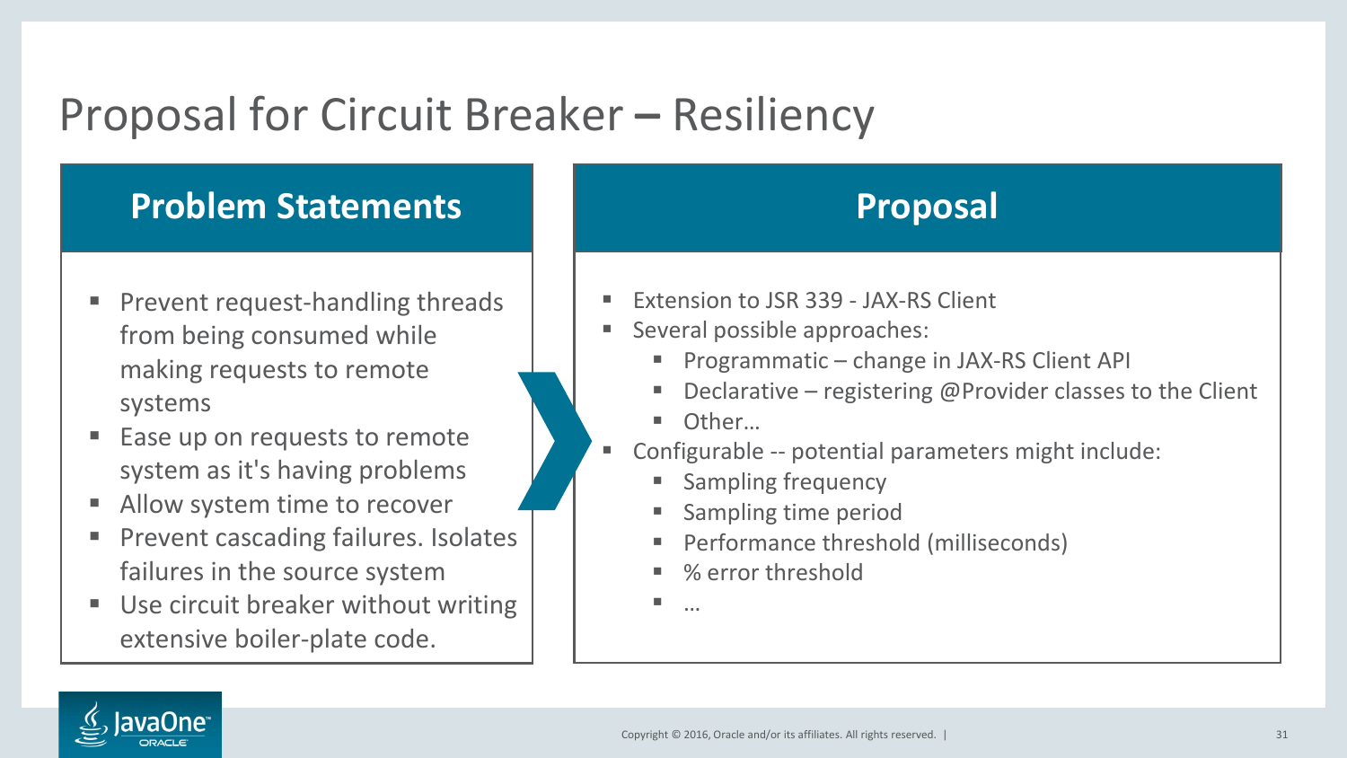# Proposal for Circuit Breaker – Resiliency

## Problem Statements

- Prevent request-handling threads from being consumed while making requests to remote systems
- Ease up on requests to remote system as it's having problems
- Allow system time to recover
- Prevent cascading failures. Isolates failures in the source system
- Use circuit breaker without writing extensive boiler-plate code.

## Proposal

- Extension to JSR 339 - JAX-RS Client
- Several possible approaches:
  - Programmatic – change in JAX-RS Client API
  - Declarative – registering @Provider classes to the Client
  - Other…
- Configurable -- potential parameters might include:
  - Sampling frequency
  - Sampling time period
  - Performance threshold (milliseconds)
  - % error threshold
  - …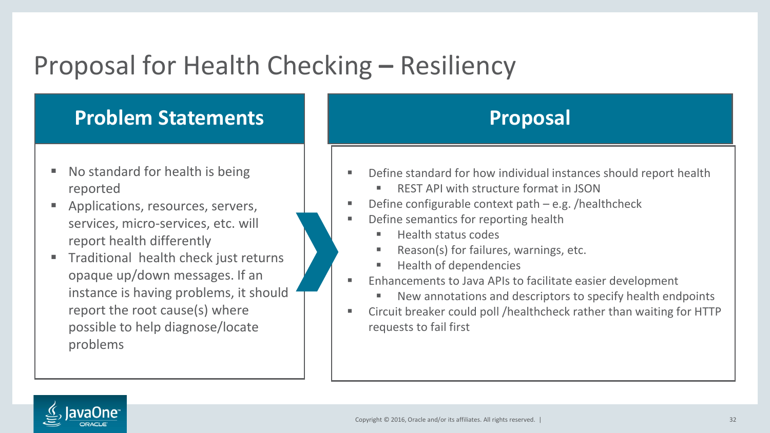# Proposal for Health Checking – Resiliency

## Problem Statements

- No standard for health is being reported
- Applications, resources, servers, services, micro-services, etc. will report health differently
- Traditional health check just returns opaque up/down messages. If an instance is having problems, it should report the root cause(s) where possible to help diagnose/locate problems

## Proposal

- Define standard for how individual instances should report health
  - REST API with structure format in JSON
- Define configurable context path – e.g. /healthcheck
- Define semantics for reporting health
  - Health status codes
  - Reason(s) for failures, warnings, etc.
  - Health of dependencies
- Enhancements to Java APIs to facilitate easier development
  - New annotations and descriptors to specify health endpoints
- Circuit breaker could poll /healthcheck rather than waiting for HTTP requests to fail first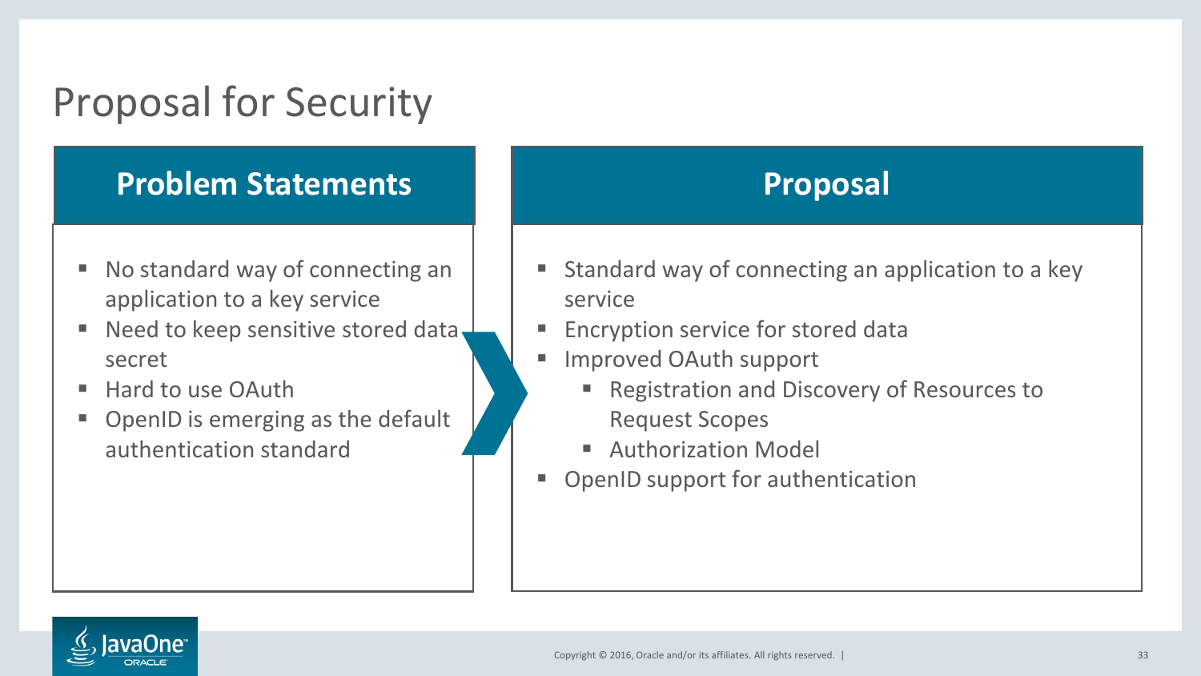# Proposal for Security

## Problem Statements

- No standard way of connecting an application to a key service
- Need to keep sensitive stored data secret
- Hard to use OAuth
- OpenID is emerging as the default authentication standard

## Proposal

- Standard way of connecting an application to a key service
- Encryption service for stored data
- Improved OAuth support
  - Registration and Discovery of Resources to Request Scopes
  - Authorization Model
- OpenID support for authentication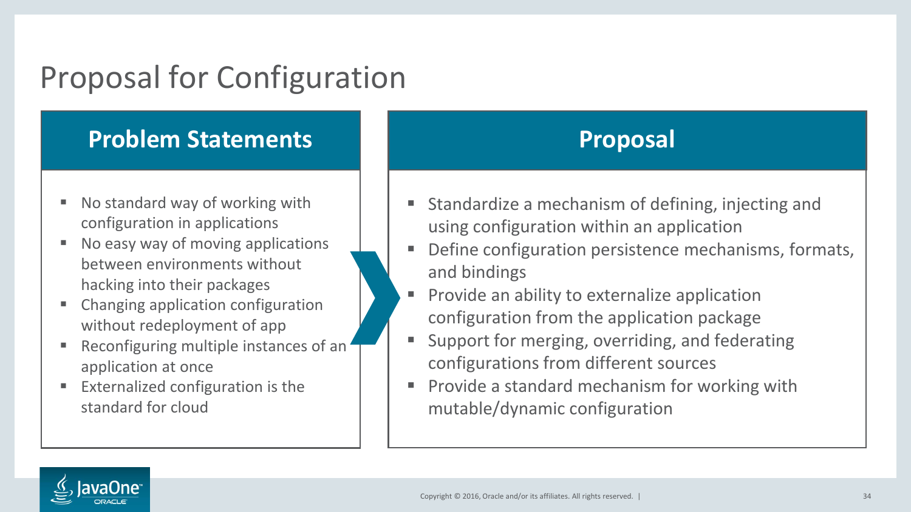# Proposal for Configuration

## Problem Statements

- No standard way of working with configuration in applications
- No easy way of moving applications between environments without hacking into their packages
- Changing application configuration without redeployment of app
- Reconfiguring multiple instances of an application at once
- Externalized configuration is the standard for cloud

## Proposal

- Standardize a mechanism of defining, injecting and using configuration within an application
- Define configuration persistence mechanisms, formats, and bindings
- Provide an ability to externalize application configuration from the application package
- Support for merging, overriding, and federating configurations from different sources
- Provide a standard mechanism for working with mutable/dynamic configuration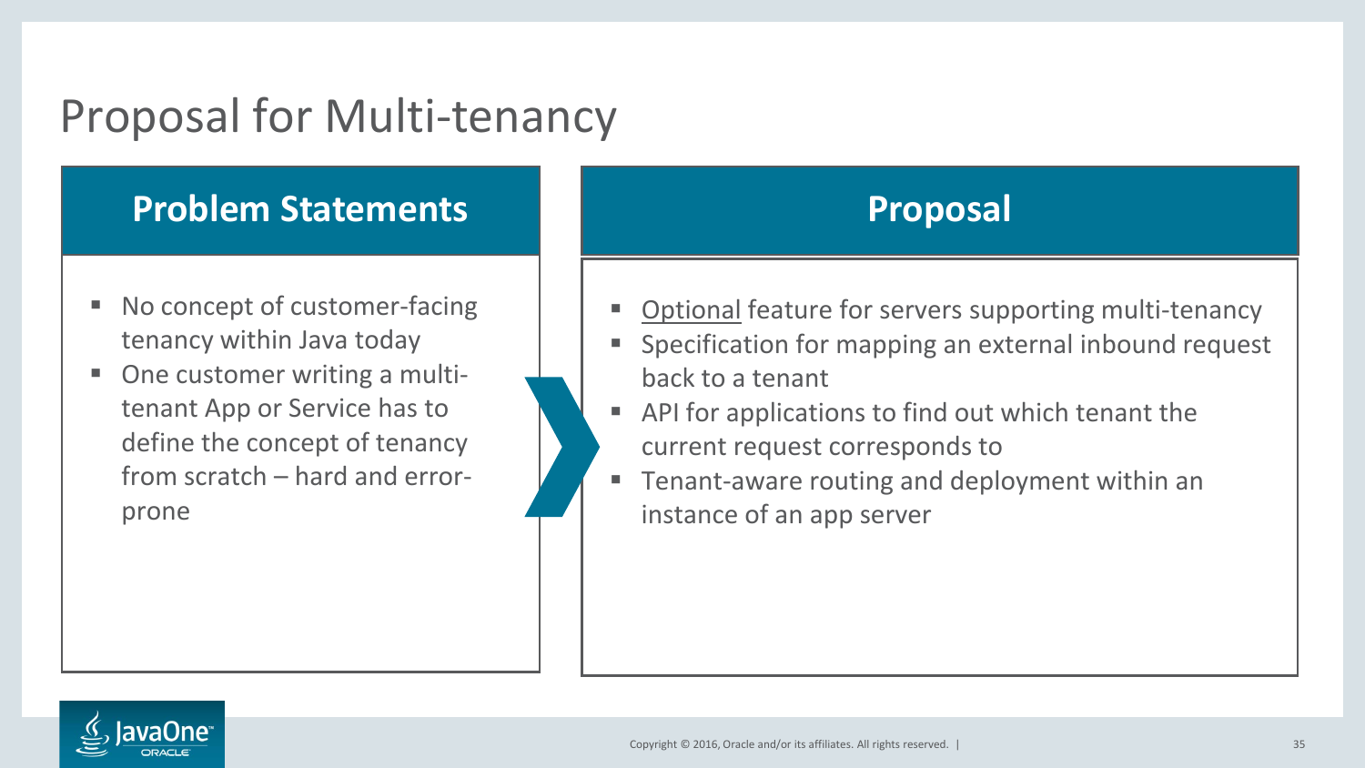# Proposal for Multi-tenancy

## Problem Statements

- No concept of customer-facing tenancy within Java today
- One customer writing a multi-tenant App or Service has to define the concept of tenancy from scratch – hard and error-prone

## Proposal

- Optional feature for servers supporting multi-tenancy
- Specification for mapping an external inbound request back to a tenant
- API for applications to find out which tenant the current request corresponds to
- Tenant-aware routing and deployment within an instance of an app server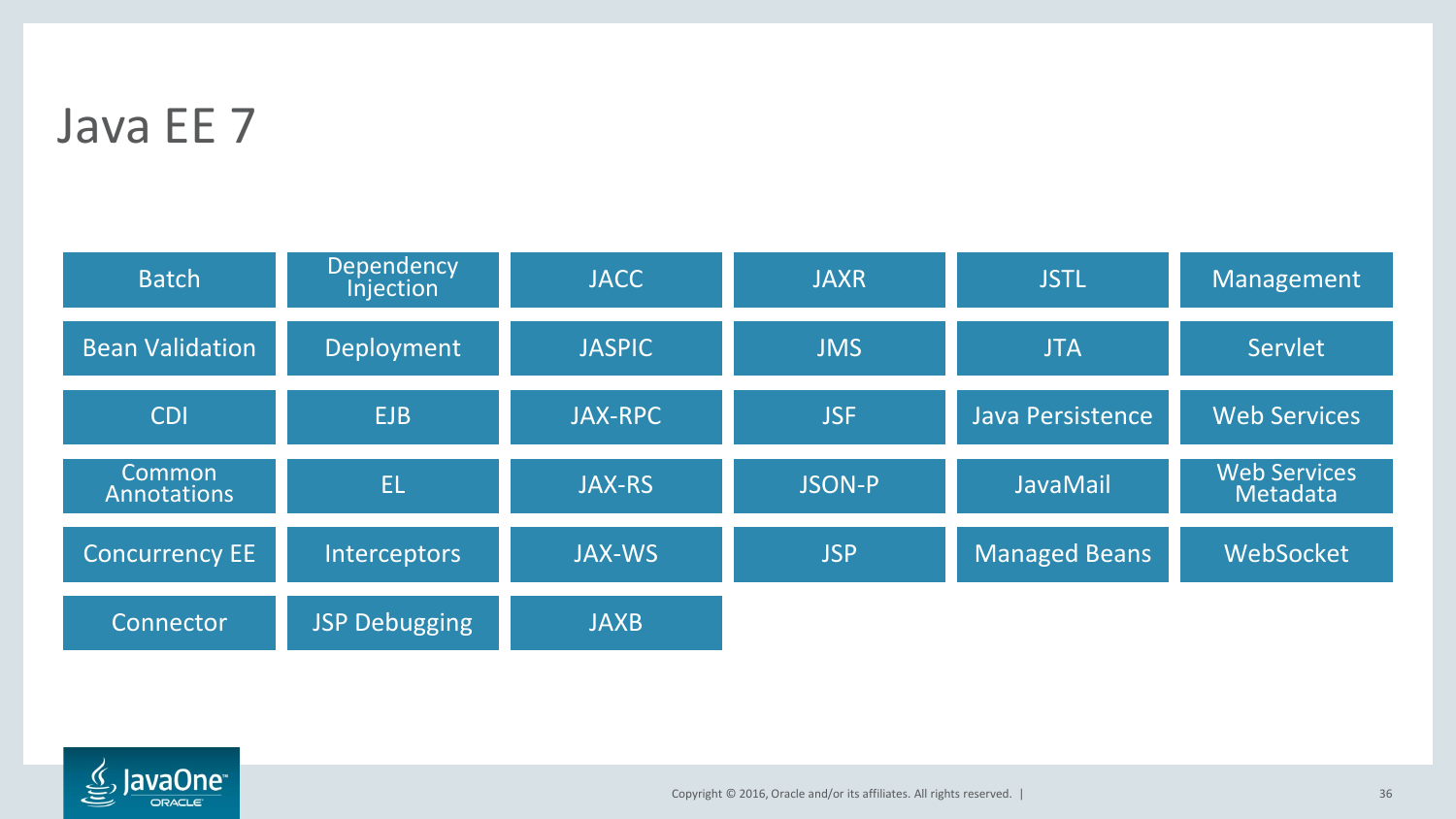# Java EE 7

| | | | | | |
|---|---|---|---|---|---|
| Batch | Dependency Injection | JACC | JAXR | JSTL | Management |
| Bean Validation | Deployment | JASPIC | JMS | JTA | Servlet |
| CDI | EJB | JAX-RPC | JSF | Java Persistence | Web Services |
| Common Annotations | EL | JAX-RS | JSON-P | JavaMail | Web Services Metadata |
| Concurrency EE | Interceptors | JAX-WS | JSP | Managed Beans | WebSocket |
| Connector | JSP Debugging | JAXB | | | |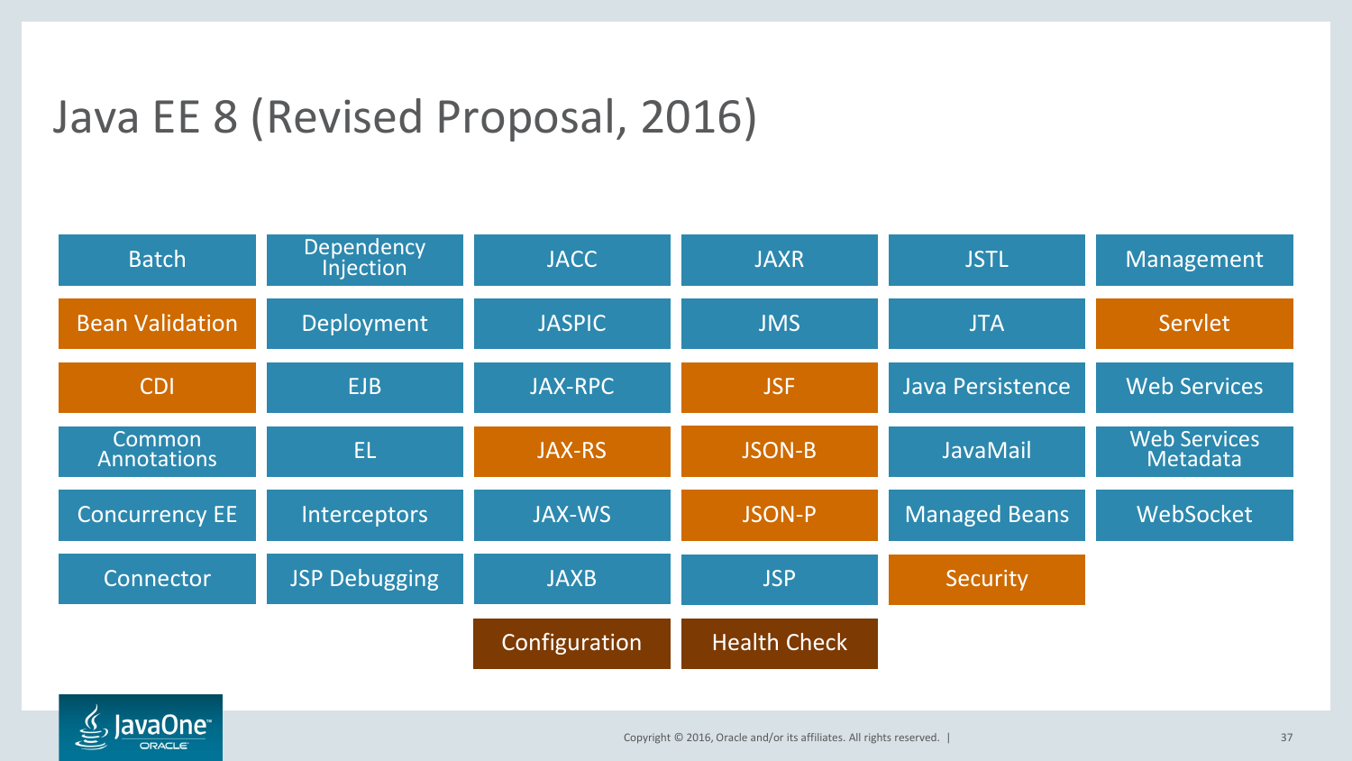# Java EE 8 (Revised Proposal, 2016)

| | | | | | |
|---|---|---|---|---|---|
| Batch | Dependency Injection | JACC | JAXR | JSTL | Management |
| Bean Validation | Deployment | JASPIC | JMS | JTA | Servlet |
| CDI | EJB | JAX-RPC | JSF | Java Persistence | Web Services |
| Common Annotations | EL | JAX-RS | JSON-B | JavaMail | Web Services Metadata |
| Concurrency EE | Interceptors | JAX-WS | JSON-P | Managed Beans | WebSocket |
| Connector | JSP Debugging | JAXB | JSP | Security | |
| | | Configuration | Health Check | | |

Copyright © 2016, Oracle and/or its affiliates. All rights reserved.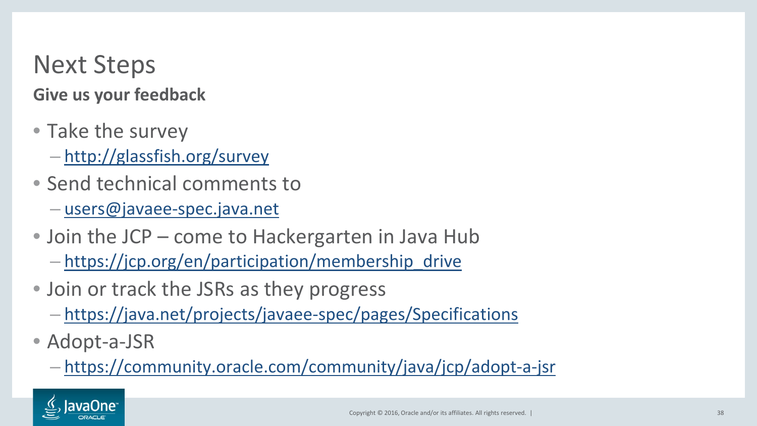# Next Steps

**Give us your feedback**

- Take the survey
  - http://glassfish.org/survey
- Send technical comments to
  - users@javaee-spec.java.net
- Join the JCP – come to Hackergarten in Java Hub
  - https://jcp.org/en/participation/membership_drive
- Join or track the JSRs as they progress
  - https://java.net/projects/javaee-spec/pages/Specifications
- Adopt-a-JSR
  - https://community.oracle.com/community/java/jcp/adopt-a-jsr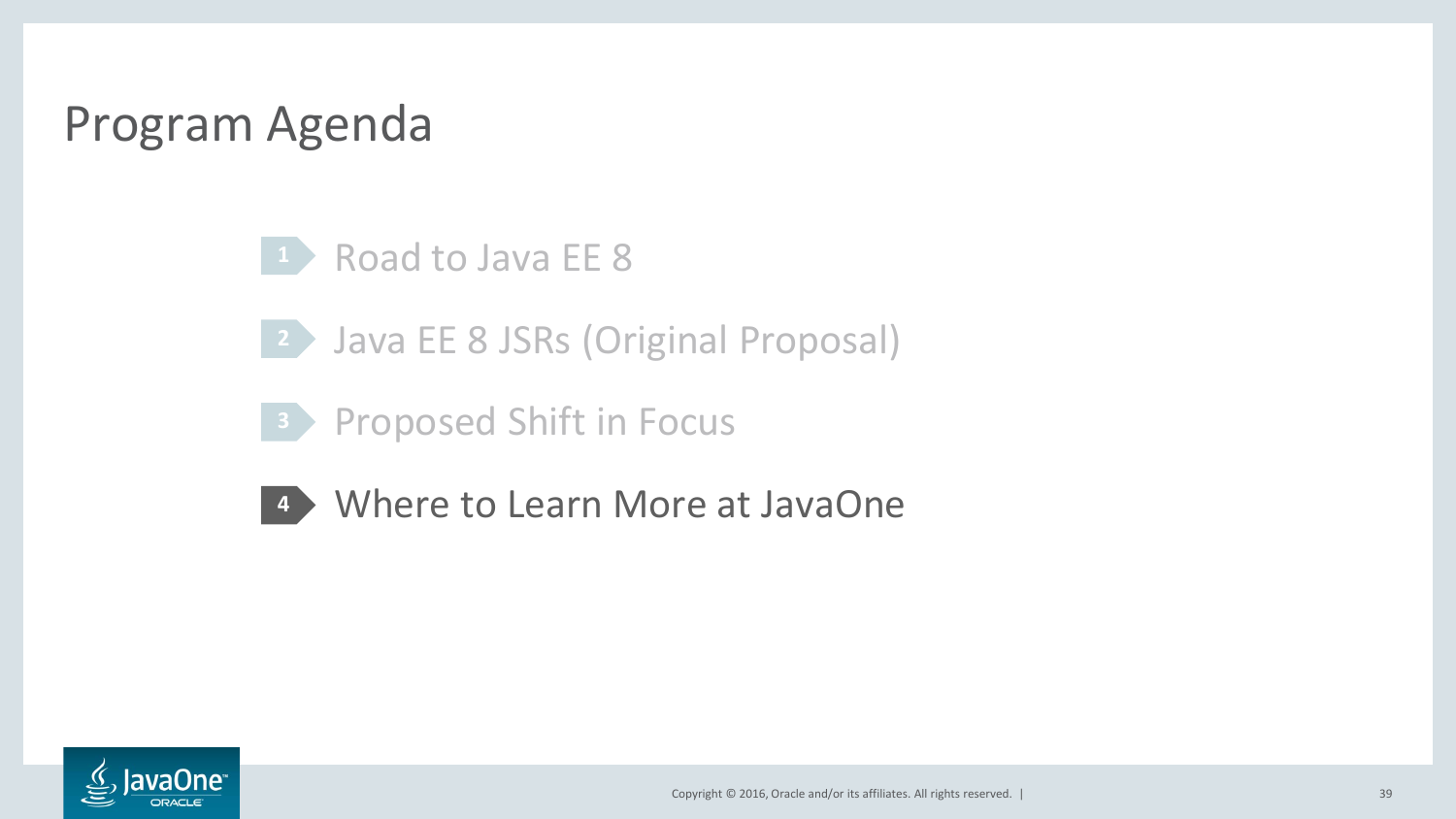# Program Agenda

1. Road to Java EE 8
2. Java EE 8 JSRs (Original Proposal)
3. Proposed Shift in Focus
4. **Where to Learn More at JavaOne**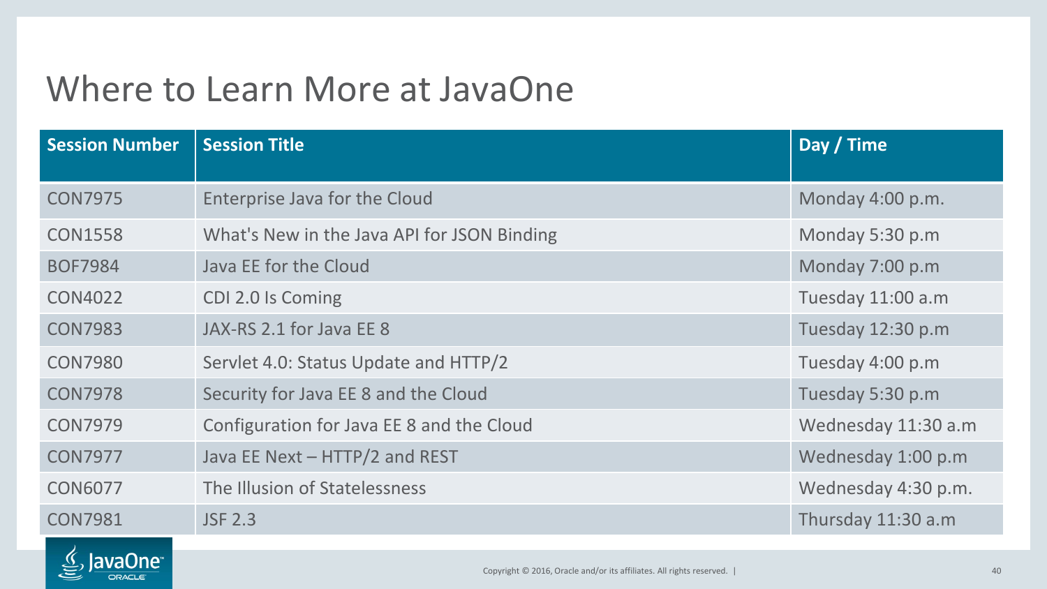# Where to Learn More at JavaOne

| Session Number | Session Title | Day / Time |
| --- | --- | --- |
| CON7975 | Enterprise Java for the Cloud | Monday 4:00 p.m. |
| CON1558 | What's New in the Java API for JSON Binding | Monday 5:30 p.m |
| BOF7984 | Java EE for the Cloud | Monday 7:00 p.m |
| CON4022 | CDI 2.0 Is Coming | Tuesday 11:00 a.m |
| CON7983 | JAX-RS 2.1 for Java EE 8 | Tuesday 12:30 p.m |
| CON7980 | Servlet 4.0: Status Update and HTTP/2 | Tuesday 4:00 p.m |
| CON7978 | Security for Java EE 8 and the Cloud | Tuesday 5:30 p.m |
| CON7979 | Configuration for Java EE 8 and the Cloud | Wednesday 11:30 a.m |
| CON7977 | Java EE Next – HTTP/2 and REST | Wednesday 1:00 p.m |
| CON6077 | The Illusion of Statelessness | Wednesday 4:30 p.m. |
| CON7981 | JSF 2.3 | Thursday 11:30 a.m |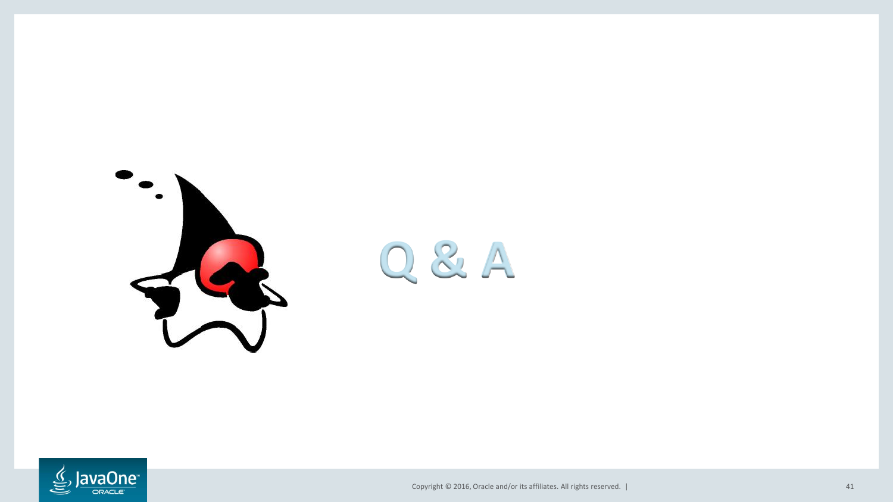# Q & A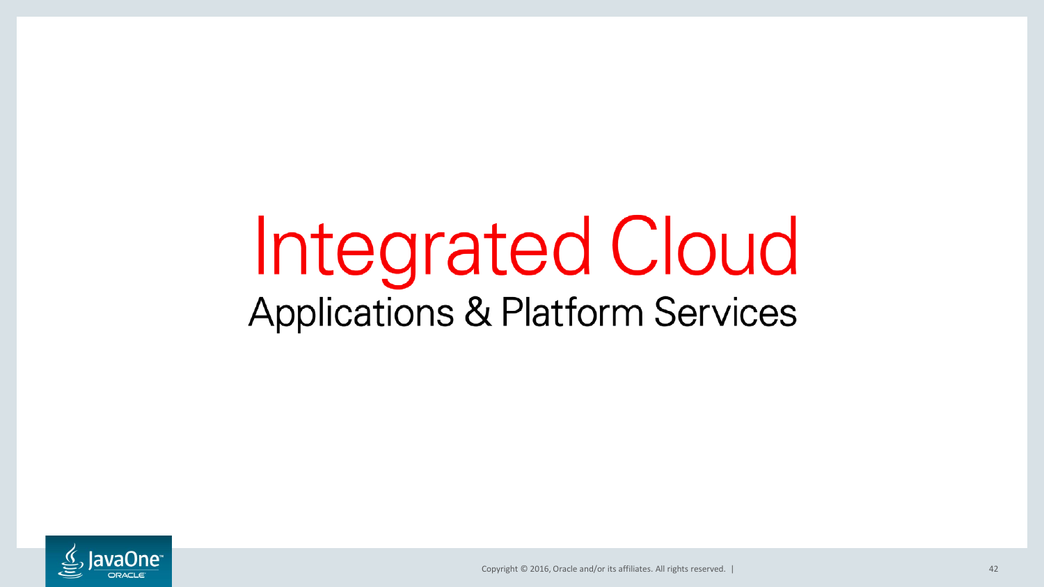# Integrated Cloud

## Applications & Platform Services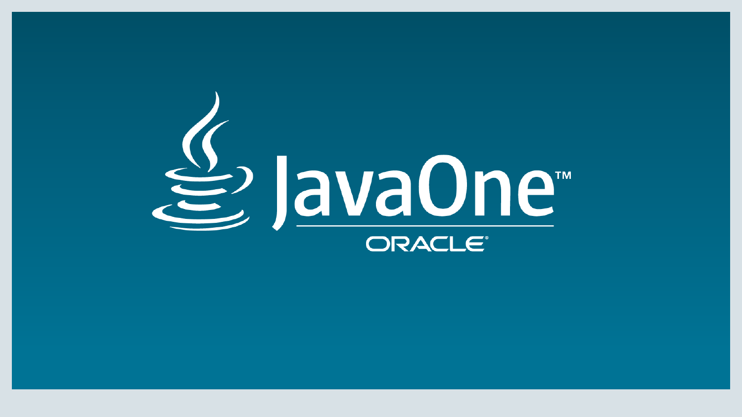JavaOne™

ORACLE®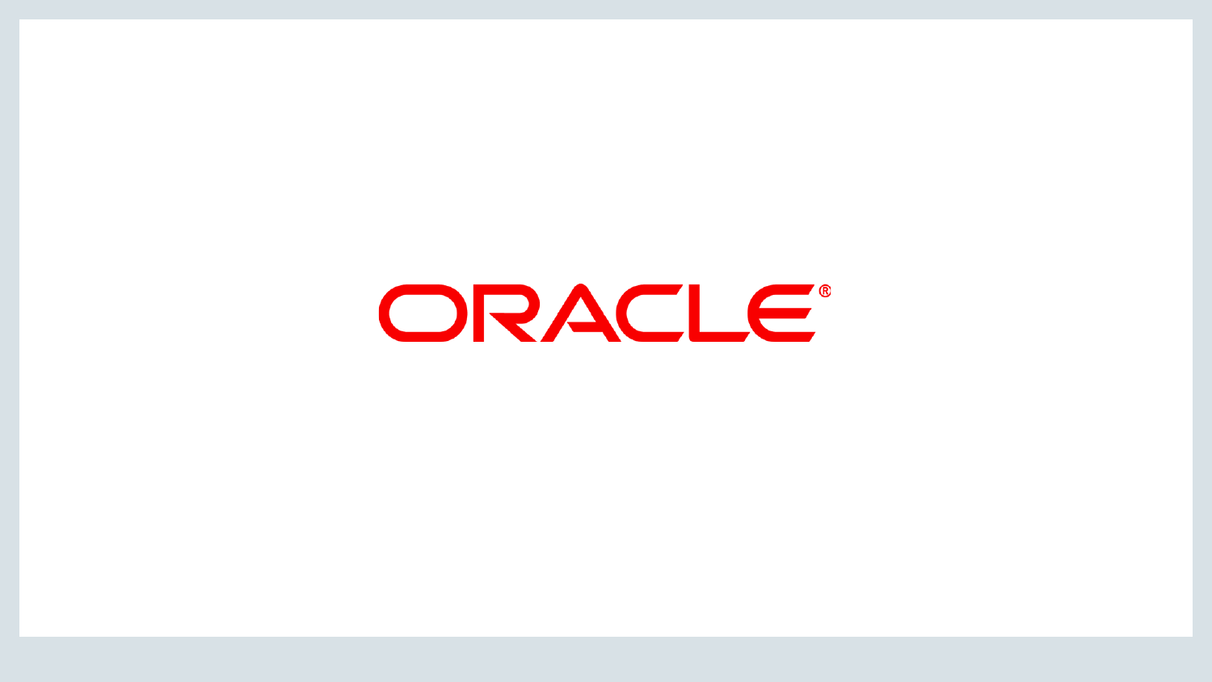ORACLE®